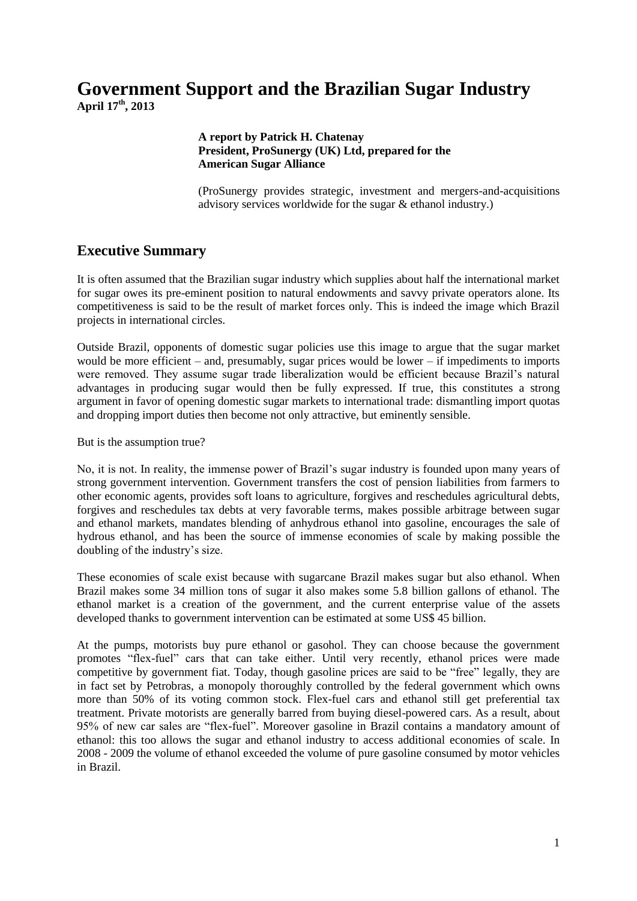# Government Support and the Brazilian Sugar Industry

**April 17th, 2013**

**A report by Patrick H. Chatenay**
**President, ProSunergy (UK) Ltd, prepared for the American Sugar Alliance**

(ProSunergy provides strategic, investment and mergers-and-acquisitions advisory services worldwide for the sugar & ethanol industry.)

## Executive Summary

It is often assumed that the Brazilian sugar industry which supplies about half the international market for sugar owes its pre-eminent position to natural endowments and savvy private operators alone. Its competitiveness is said to be the result of market forces only. This is indeed the image which Brazil projects in international circles.

Outside Brazil, opponents of domestic sugar policies use this image to argue that the sugar market would be more efficient – and, presumably, sugar prices would be lower – if impediments to imports were removed. They assume sugar trade liberalization would be efficient because Brazil's natural advantages in producing sugar would then be fully expressed. If true, this constitutes a strong argument in favor of opening domestic sugar markets to international trade: dismantling import quotas and dropping import duties then become not only attractive, but eminently sensible.

But is the assumption true?

No, it is not. In reality, the immense power of Brazil's sugar industry is founded upon many years of strong government intervention. Government transfers the cost of pension liabilities from farmers to other economic agents, provides soft loans to agriculture, forgives and reschedules agricultural debts, forgives and reschedules tax debts at very favorable terms, makes possible arbitrage between sugar and ethanol markets, mandates blending of anhydrous ethanol into gasoline, encourages the sale of hydrous ethanol, and has been the source of immense economies of scale by making possible the doubling of the industry's size.

These economies of scale exist because with sugarcane Brazil makes sugar but also ethanol. When Brazil makes some 34 million tons of sugar it also makes some 5.8 billion gallons of ethanol. The ethanol market is a creation of the government, and the current enterprise value of the assets developed thanks to government intervention can be estimated at some US$ 45 billion.

At the pumps, motorists buy pure ethanol or gasohol. They can choose because the government promotes "flex-fuel" cars that can take either. Until very recently, ethanol prices were made competitive by government fiat. Today, though gasoline prices are said to be "free" legally, they are in fact set by Petrobras, a monopoly thoroughly controlled by the federal government which owns more than 50% of its voting common stock. Flex-fuel cars and ethanol still get preferential tax treatment. Private motorists are generally barred from buying diesel-powered cars. As a result, about 95% of new car sales are "flex-fuel". Moreover gasoline in Brazil contains a mandatory amount of ethanol: this too allows the sugar and ethanol industry to access additional economies of scale. In 2008 - 2009 the volume of ethanol exceeded the volume of pure gasoline consumed by motor vehicles in Brazil.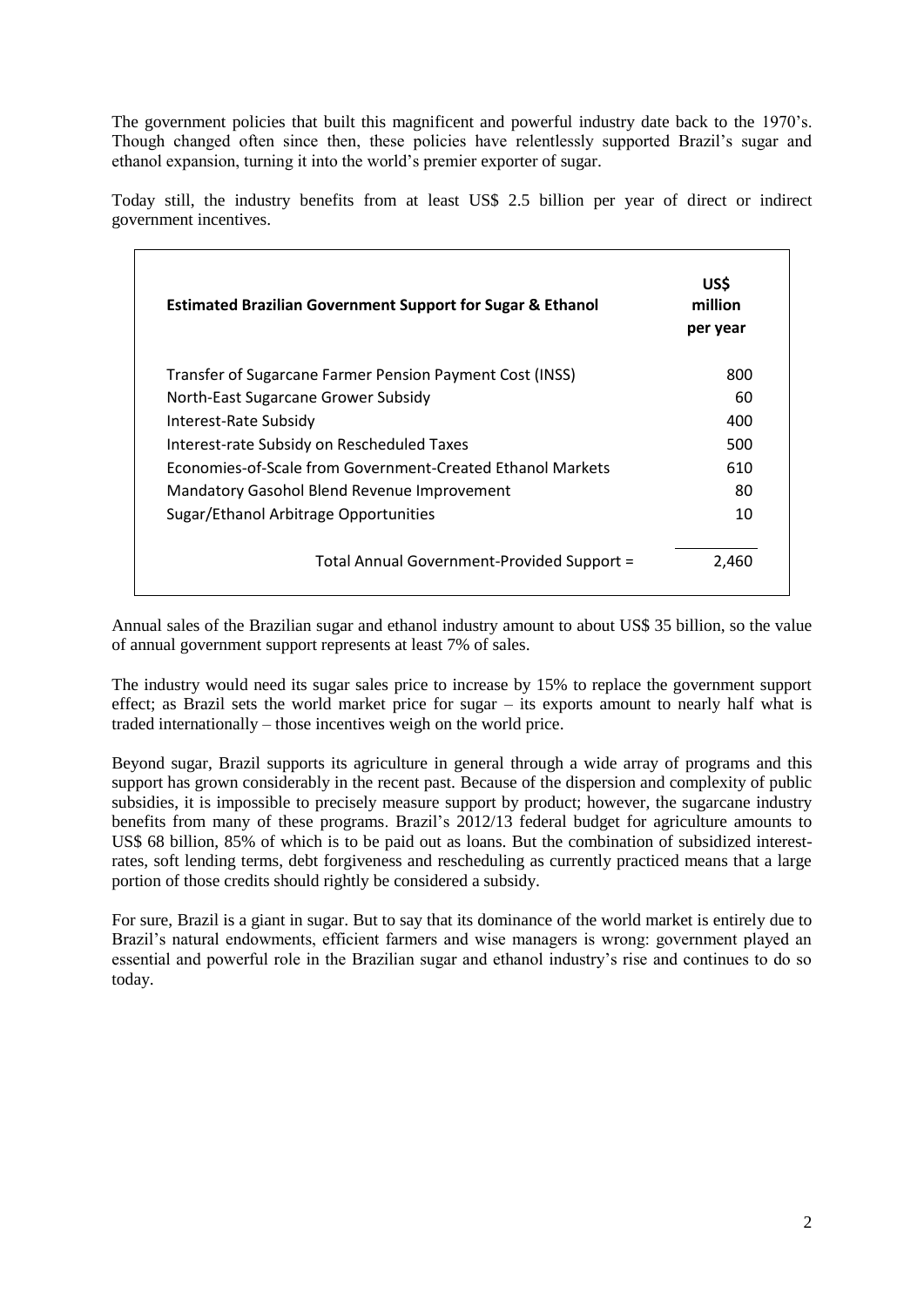The government policies that built this magnificent and powerful industry date back to the 1970's. Though changed often since then, these policies have relentlessly supported Brazil's sugar and ethanol expansion, turning it into the world's premier exporter of sugar.

Today still, the industry benefits from at least US$ 2.5 billion per year of direct or indirect government incentives.

| **Estimated Brazilian Government Support for Sugar & Ethanol** | **US$ million per year** |
|---|---|
| Transfer of Sugarcane Farmer Pension Payment Cost (INSS) | 800 |
| North-East Sugarcane Grower Subsidy | 60 |
| Interest-Rate Subsidy | 400 |
| Interest-rate Subsidy on Rescheduled Taxes | 500 |
| Economies-of-Scale from Government-Created Ethanol Markets | 610 |
| Mandatory Gasohol Blend Revenue Improvement | 80 |
| Sugar/Ethanol Arbitrage Opportunities | 10 |
| Total Annual Government-Provided Support = | 2,460 |

Annual sales of the Brazilian sugar and ethanol industry amount to about US$ 35 billion, so the value of annual government support represents at least 7% of sales.

The industry would need its sugar sales price to increase by 15% to replace the government support effect; as Brazil sets the world market price for sugar – its exports amount to nearly half what is traded internationally – those incentives weigh on the world price.

Beyond sugar, Brazil supports its agriculture in general through a wide array of programs and this support has grown considerably in the recent past. Because of the dispersion and complexity of public subsidies, it is impossible to precisely measure support by product; however, the sugarcane industry benefits from many of these programs. Brazil's 2012/13 federal budget for agriculture amounts to US$ 68 billion, 85% of which is to be paid out as loans. But the combination of subsidized interest-rates, soft lending terms, debt forgiveness and rescheduling as currently practiced means that a large portion of those credits should rightly be considered a subsidy.

For sure, Brazil is a giant in sugar. But to say that its dominance of the world market is entirely due to Brazil's natural endowments, efficient farmers and wise managers is wrong: government played an essential and powerful role in the Brazilian sugar and ethanol industry's rise and continues to do so today.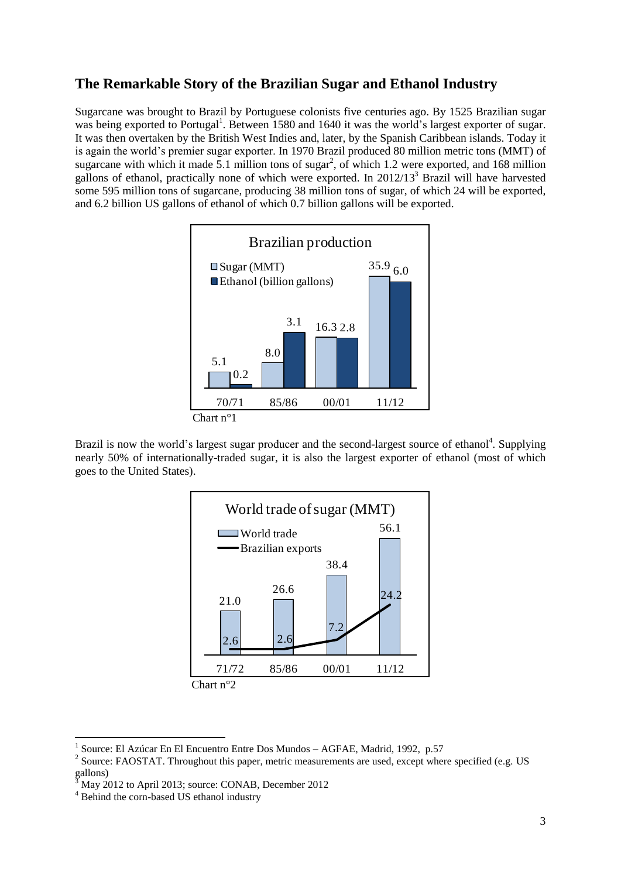## The Remarkable Story of the Brazilian Sugar and Ethanol Industry

Sugarcane was brought to Brazil by Portuguese colonists five centuries ago. By 1525 Brazilian sugar was being exported to Portugal[1]. Between 1580 and 1640 it was the world's largest exporter of sugar. It was then overtaken by the British West Indies and, later, by the Spanish Caribbean islands. Today it is again the world's premier sugar exporter. In 1970 Brazil produced 80 million metric tons (MMT) of sugarcane with which it made 5.1 million tons of sugar[2], of which 1.2 were exported, and 168 million gallons of ethanol, practically none of which were exported. In 2012/13[3] Brazil will have harvested some 595 million tons of sugarcane, producing 38 million tons of sugar, of which 24 will be exported, and 6.2 billion US gallons of ethanol of which 0.7 billion gallons will be exported.

**Brazilian production**

| | 70/71 | 85/86 | 00/01 | 11/12 |
|---|---|---|---|---|
| Sugar (MMT) | 5.1 | 8.0 | 16.3 | 35.9 |
| Ethanol (billion gallons) | 0.2 | 3.1 | 2.8 | 6.0 |

Chart n°1

Brazil is now the world's largest sugar producer and the second-largest source of ethanol[4]. Supplying nearly 50% of internationally-traded sugar, it is also the largest exporter of ethanol (most of which goes to the United States).

**World trade of sugar (MMT)**

| | 71/72 | 85/86 | 00/01 | 11/12 |
|---|---|---|---|---|
| World trade | 21.0 | 26.6 | 38.4 | 56.1 |
| Brazilian exports | 2.6 | 2.6 | 7.2 | 24.2 |

Chart n°2

---

[1] Source: El Azúcar En El Encuentro Entre Dos Mundos – AGFAE, Madrid, 1992, p.57

[2] Source: FAOSTAT. Throughout this paper, metric measurements are used, except where specified (e.g. US gallons)

[3] May 2012 to April 2013; source: CONAB, December 2012

[4] Behind the corn-based US ethanol industry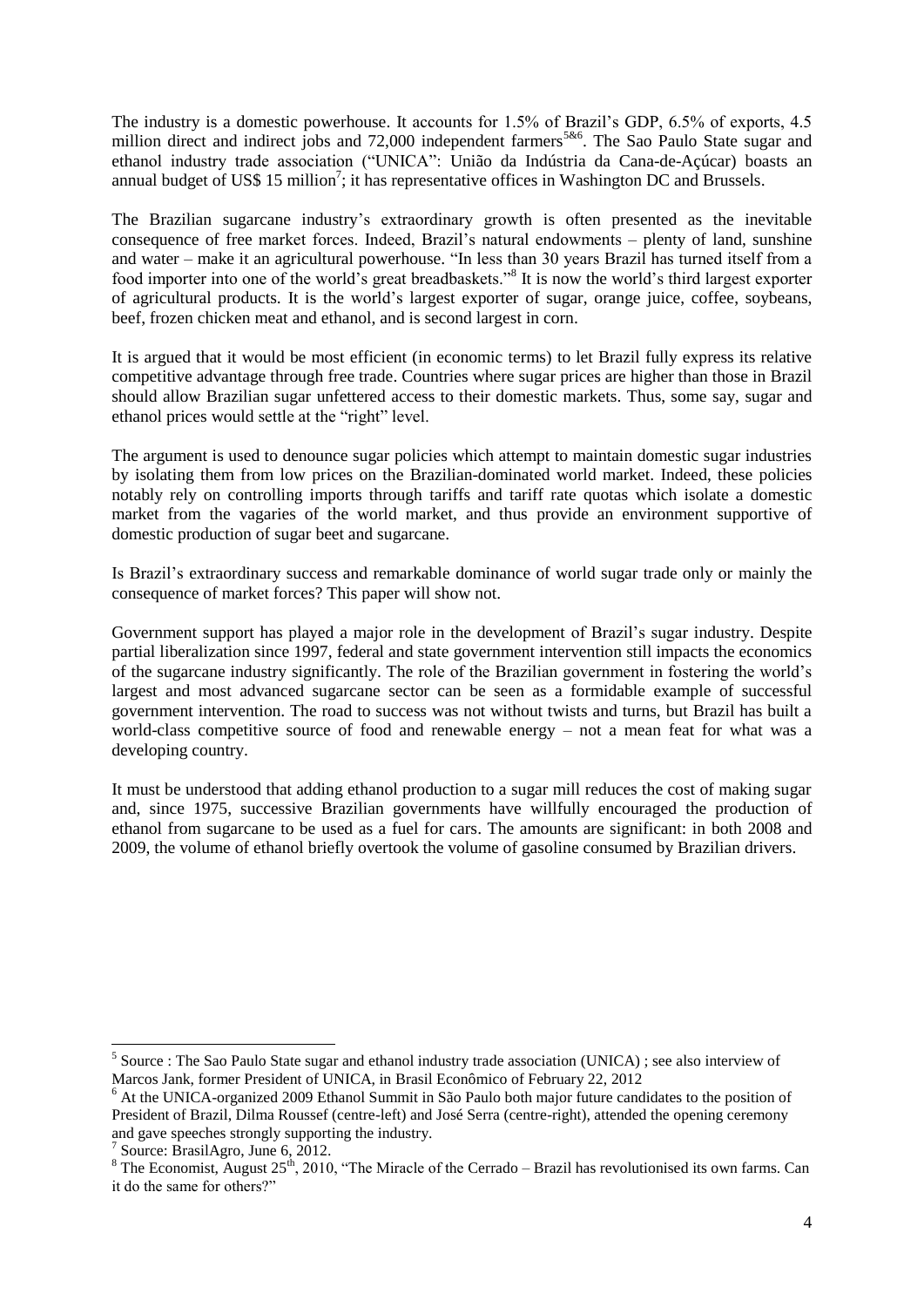The industry is a domestic powerhouse. It accounts for 1.5% of Brazil's GDP, 6.5% of exports, 4.5 million direct and indirect jobs and 72,000 independent farmers[5&6]. The Sao Paulo State sugar and ethanol industry trade association ("UNICA": União da Indústria da Cana-de-Açúcar) boasts an annual budget of US$ 15 million[7]; it has representative offices in Washington DC and Brussels.

The Brazilian sugarcane industry's extraordinary growth is often presented as the inevitable consequence of free market forces. Indeed, Brazil's natural endowments – plenty of land, sunshine and water – make it an agricultural powerhouse. "In less than 30 years Brazil has turned itself from a food importer into one of the world's great breadbaskets."[8] It is now the world's third largest exporter of agricultural products. It is the world's largest exporter of sugar, orange juice, coffee, soybeans, beef, frozen chicken meat and ethanol, and is second largest in corn.

It is argued that it would be most efficient (in economic terms) to let Brazil fully express its relative competitive advantage through free trade. Countries where sugar prices are higher than those in Brazil should allow Brazilian sugar unfettered access to their domestic markets. Thus, some say, sugar and ethanol prices would settle at the "right" level.

The argument is used to denounce sugar policies which attempt to maintain domestic sugar industries by isolating them from low prices on the Brazilian-dominated world market. Indeed, these policies notably rely on controlling imports through tariffs and tariff rate quotas which isolate a domestic market from the vagaries of the world market, and thus provide an environment supportive of domestic production of sugar beet and sugarcane.

Is Brazil's extraordinary success and remarkable dominance of world sugar trade only or mainly the consequence of market forces? This paper will show not.

Government support has played a major role in the development of Brazil's sugar industry. Despite partial liberalization since 1997, federal and state government intervention still impacts the economics of the sugarcane industry significantly. The role of the Brazilian government in fostering the world's largest and most advanced sugarcane sector can be seen as a formidable example of successful government intervention. The road to success was not without twists and turns, but Brazil has built a world-class competitive source of food and renewable energy – not a mean feat for what was a developing country.

It must be understood that adding ethanol production to a sugar mill reduces the cost of making sugar and, since 1975, successive Brazilian governments have willfully encouraged the production of ethanol from sugarcane to be used as a fuel for cars. The amounts are significant: in both 2008 and 2009, the volume of ethanol briefly overtook the volume of gasoline consumed by Brazilian drivers.

---

[5] Source : The Sao Paulo State sugar and ethanol industry trade association (UNICA) ; see also interview of Marcos Jank, former President of UNICA, in Brasil Econômico of February 22, 2012

[6] At the UNICA-organized 2009 Ethanol Summit in São Paulo both major future candidates to the position of President of Brazil, Dilma Roussef (centre-left) and José Serra (centre-right), attended the opening ceremony and gave speeches strongly supporting the industry.

[7] Source: BrasilAgro, June 6, 2012.

[8] The Economist, August 25th, 2010, "The Miracle of the Cerrado – Brazil has revolutionised its own farms. Can it do the same for others?"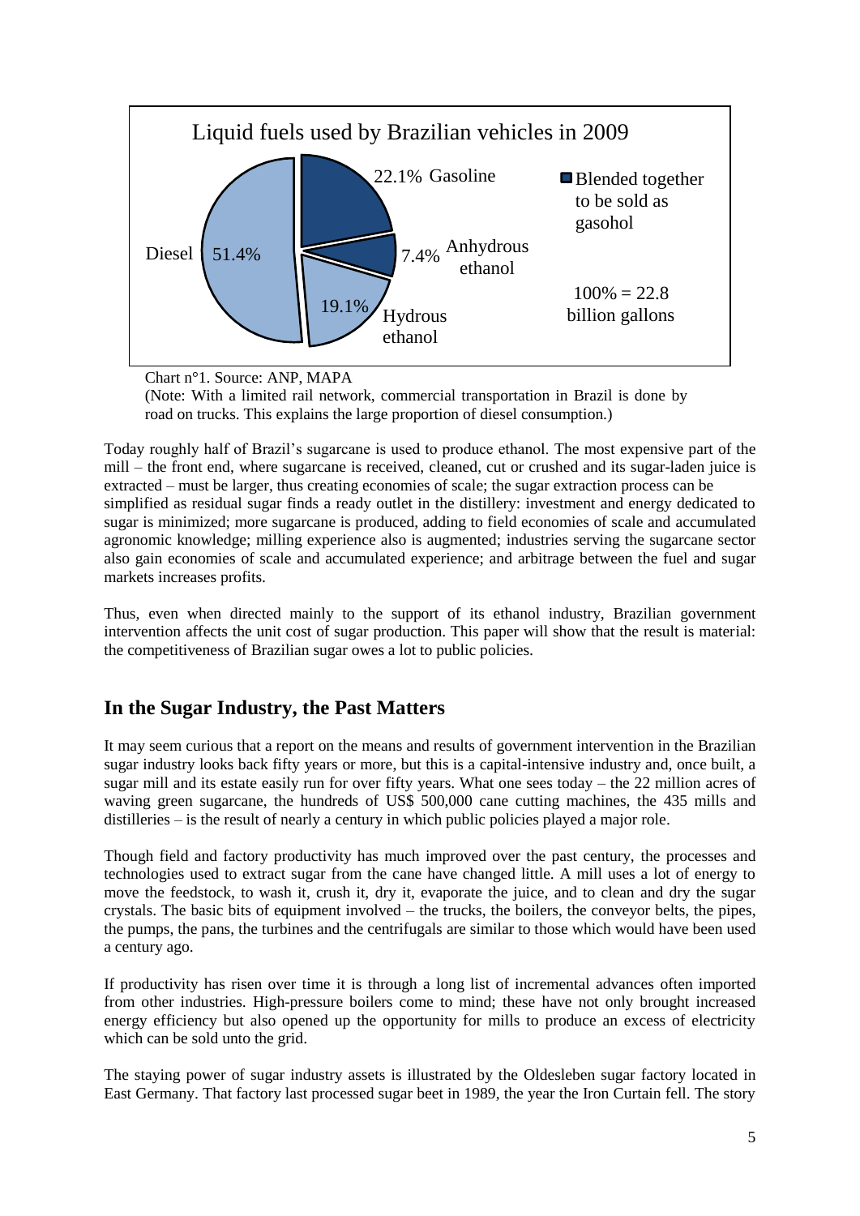Liquid fuels used by Brazilian vehicles in 2009

| Fuel | Share |
| --- | --- |
| Gasoline | 22.1% |
| Anhydrous ethanol | 7.4% |
| Hydrous ethanol | 19.1% |
| Diesel | 51.4% |

Blended together to be sold as gasohol (Gasoline and Anhydrous ethanol)

100% = 22.8 billion gallons

Chart n°1. Source: ANP, MAPA

(Note: With a limited rail network, commercial transportation in Brazil is done by road on trucks. This explains the large proportion of diesel consumption.)

Today roughly half of Brazil's sugarcane is used to produce ethanol. The most expensive part of the mill – the front end, where sugarcane is received, cleaned, cut or crushed and its sugar-laden juice is extracted – must be larger, thus creating economies of scale; the sugar extraction process can be simplified as residual sugar finds a ready outlet in the distillery: investment and energy dedicated to sugar is minimized; more sugarcane is produced, adding to field economies of scale and accumulated agronomic knowledge; milling experience also is augmented; industries serving the sugarcane sector also gain economies of scale and accumulated experience; and arbitrage between the fuel and sugar markets increases profits.

Thus, even when directed mainly to the support of its ethanol industry, Brazilian government intervention affects the unit cost of sugar production. This paper will show that the result is material: the competitiveness of Brazilian sugar owes a lot to public policies.

## In the Sugar Industry, the Past Matters

It may seem curious that a report on the means and results of government intervention in the Brazilian sugar industry looks back fifty years or more, but this is a capital-intensive industry and, once built, a sugar mill and its estate easily run for over fifty years. What one sees today – the 22 million acres of waving green sugarcane, the hundreds of US$ 500,000 cane cutting machines, the 435 mills and distilleries – is the result of nearly a century in which public policies played a major role.

Though field and factory productivity has much improved over the past century, the processes and technologies used to extract sugar from the cane have changed little. A mill uses a lot of energy to move the feedstock, to wash it, crush it, dry it, evaporate the juice, and to clean and dry the sugar crystals. The basic bits of equipment involved – the trucks, the boilers, the conveyor belts, the pipes, the pumps, the pans, the turbines and the centrifugals are similar to those which would have been used a century ago.

If productivity has risen over time it is through a long list of incremental advances often imported from other industries. High-pressure boilers come to mind; these have not only brought increased energy efficiency but also opened up the opportunity for mills to produce an excess of electricity which can be sold unto the grid.

The staying power of sugar industry assets is illustrated by the Oldesleben sugar factory located in East Germany. That factory last processed sugar beet in 1989, the year the Iron Curtain fell. The story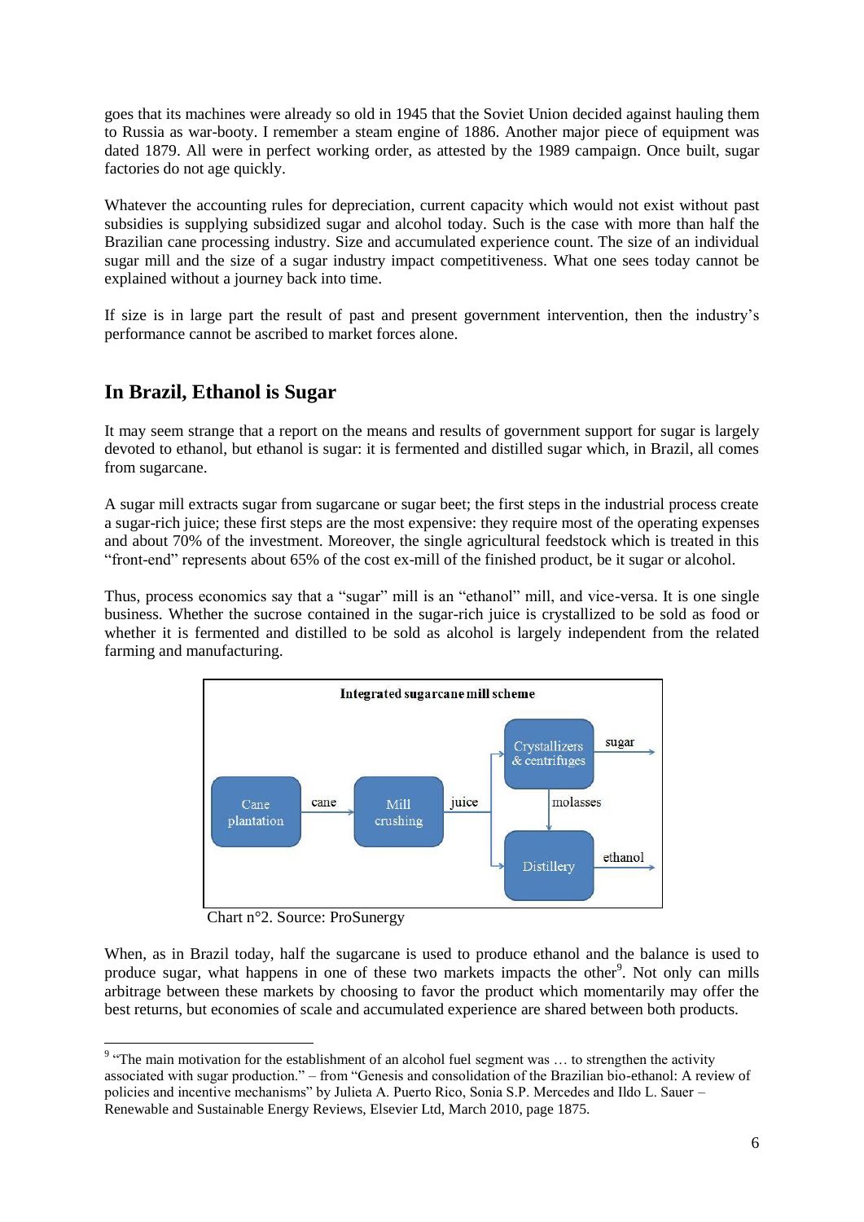goes that its machines were already so old in 1945 that the Soviet Union decided against hauling them to Russia as war-booty. I remember a steam engine of 1886. Another major piece of equipment was dated 1879. All were in perfect working order, as attested by the 1989 campaign. Once built, sugar factories do not age quickly.

Whatever the accounting rules for depreciation, current capacity which would not exist without past subsidies is supplying subsidized sugar and alcohol today. Such is the case with more than half the Brazilian cane processing industry. Size and accumulated experience count. The size of an individual sugar mill and the size of a sugar industry impact competitiveness. What one sees today cannot be explained without a journey back into time.

If size is in large part the result of past and present government intervention, then the industry's performance cannot be ascribed to market forces alone.

## In Brazil, Ethanol is Sugar

It may seem strange that a report on the means and results of government support for sugar is largely devoted to ethanol, but ethanol is sugar: it is fermented and distilled sugar which, in Brazil, all comes from sugarcane.

A sugar mill extracts sugar from sugarcane or sugar beet; the first steps in the industrial process create a sugar-rich juice; these first steps are the most expensive: they require most of the operating expenses and about 70% of the investment. Moreover, the single agricultural feedstock which is treated in this "front-end" represents about 65% of the cost ex-mill of the finished product, be it sugar or alcohol.

Thus, process economics say that a "sugar" mill is an "ethanol" mill, and vice-versa. It is one single business. Whether the sucrose contained in the sugar-rich juice is crystallized to be sold as food or whether it is fermented and distilled to be sold as alcohol is largely independent from the related farming and manufacturing.

**Integrated sugarcane mill scheme**

Cane plantation → cane → Mill crushing → juice → Crystallizers & centrifuges → sugar; Crystallizers & centrifuges → molasses → Distillery; juice → Distillery → ethanol

Chart n°2. Source: ProSunergy

When, as in Brazil today, half the sugarcane is used to produce ethanol and the balance is used to produce sugar, what happens in one of these two markets impacts the other[9]. Not only can mills arbitrage between these markets by choosing to favor the product which momentarily may offer the best returns, but economies of scale and accumulated experience are shared between both products.

---

[9] "The main motivation for the establishment of an alcohol fuel segment was … to strengthen the activity associated with sugar production." – from "Genesis and consolidation of the Brazilian bio-ethanol: A review of policies and incentive mechanisms" by Julieta A. Puerto Rico, Sonia S.P. Mercedes and Ildo L. Sauer – Renewable and Sustainable Energy Reviews, Elsevier Ltd, March 2010, page 1875.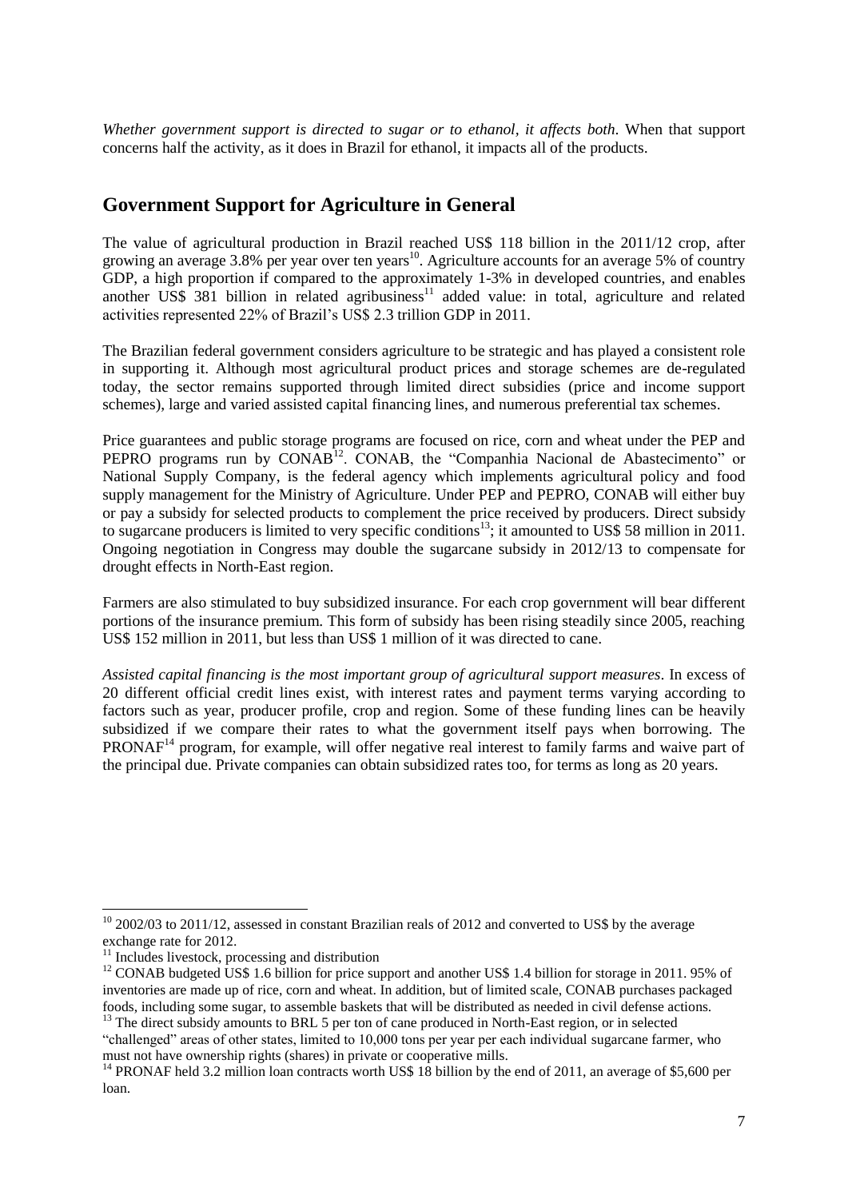*Whether government support is directed to sugar or to ethanol, it affects both.* When that support concerns half the activity, as it does in Brazil for ethanol, it impacts all of the products.

## Government Support for Agriculture in General

The value of agricultural production in Brazil reached US$ 118 billion in the 2011/12 crop, after growing an average 3.8% per year over ten years[10]. Agriculture accounts for an average 5% of country GDP, a high proportion if compared to the approximately 1-3% in developed countries, and enables another US$ 381 billion in related agribusiness[11] added value: in total, agriculture and related activities represented 22% of Brazil's US$ 2.3 trillion GDP in 2011.

The Brazilian federal government considers agriculture to be strategic and has played a consistent role in supporting it. Although most agricultural product prices and storage schemes are de-regulated today, the sector remains supported through limited direct subsidies (price and income support schemes), large and varied assisted capital financing lines, and numerous preferential tax schemes.

Price guarantees and public storage programs are focused on rice, corn and wheat under the PEP and PEPRO programs run by CONAB[12]. CONAB, the "Companhia Nacional de Abastecimento" or National Supply Company, is the federal agency which implements agricultural policy and food supply management for the Ministry of Agriculture. Under PEP and PEPRO, CONAB will either buy or pay a subsidy for selected products to complement the price received by producers. Direct subsidy to sugarcane producers is limited to very specific conditions[13]; it amounted to US$ 58 million in 2011. Ongoing negotiation in Congress may double the sugarcane subsidy in 2012/13 to compensate for drought effects in North-East region.

Farmers are also stimulated to buy subsidized insurance. For each crop government will bear different portions of the insurance premium. This form of subsidy has been rising steadily since 2005, reaching US$ 152 million in 2011, but less than US$ 1 million of it was directed to cane.

*Assisted capital financing is the most important group of agricultural support measures*. In excess of 20 different official credit lines exist, with interest rates and payment terms varying according to factors such as year, producer profile, crop and region. Some of these funding lines can be heavily subsidized if we compare their rates to what the government itself pays when borrowing. The PRONAF[14] program, for example, will offer negative real interest to family farms and waive part of the principal due. Private companies can obtain subsidized rates too, for terms as long as 20 years.

---

[10] 2002/03 to 2011/12, assessed in constant Brazilian reals of 2012 and converted to US$ by the average exchange rate for 2012.

[11] Includes livestock, processing and distribution

[12] CONAB budgeted US$ 1.6 billion for price support and another US$ 1.4 billion for storage in 2011. 95% of inventories are made up of rice, corn and wheat. In addition, but of limited scale, CONAB purchases packaged foods, including some sugar, to assemble baskets that will be distributed as needed in civil defense actions.

[13] The direct subsidy amounts to BRL 5 per ton of cane produced in North-East region, or in selected "challenged" areas of other states, limited to 10,000 tons per year per each individual sugarcane farmer, who must not have ownership rights (shares) in private or cooperative mills.

[14] PRONAF held 3.2 million loan contracts worth US$ 18 billion by the end of 2011, an average of $5,600 per loan.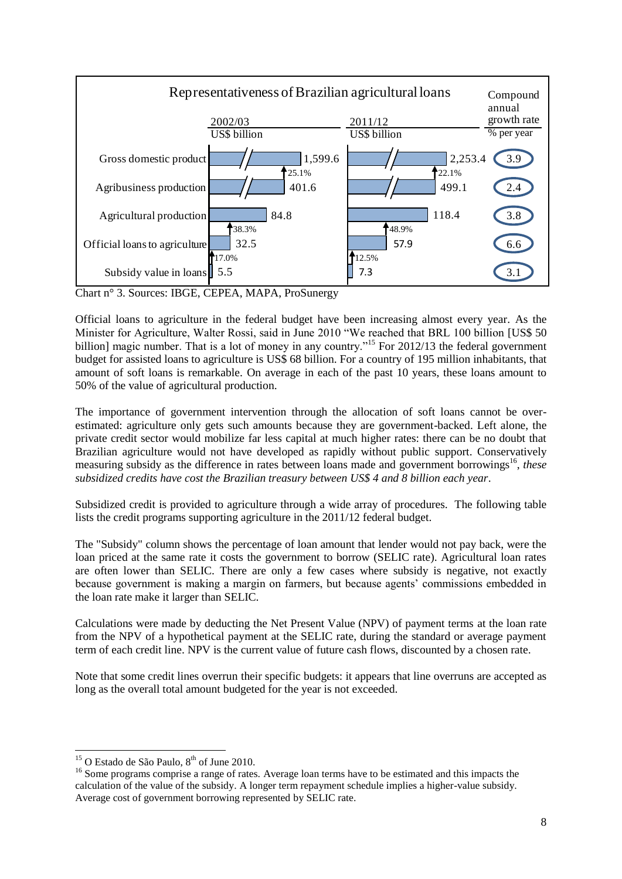**Representativeness of Brazilian agricultural loans**

| | 2002/03 US$ billion | 2011/12 US$ billion | Compound annual growth rate % per year |
|---|---|---|---|
| Gross domestic product | 1,599.6 | 2,253.4 | 3.9 |
| | 25.1% | 22.1% | |
| Agribusiness production | 401.6 | 499.1 | 2.4 |
| Agricultural production | 84.8 | 118.4 | 3.8 |
| | 38.3% | 48.9% | |
| Official loans to agriculture | 32.5 | 57.9 | 6.6 |
| | 17.0% | 12.5% | |
| Subsidy value in loans | 5.5 | 7.3 | 3.1 |

Chart n° 3. Sources: IBGE, CEPEA, MAPA, ProSunergy

Official loans to agriculture in the federal budget have been increasing almost every year. As the Minister for Agriculture, Walter Rossi, said in June 2010 "We reached that BRL 100 billion [US$ 50 billion] magic number. That is a lot of money in any country."[15] For 2012/13 the federal government budget for assisted loans to agriculture is US$ 68 billion. For a country of 195 million inhabitants, that amount of soft loans is remarkable. On average in each of the past 10 years, these loans amount to 50% of the value of agricultural production.

The importance of government intervention through the allocation of soft loans cannot be over-estimated: agriculture only gets such amounts because they are government-backed. Left alone, the private credit sector would mobilize far less capital at much higher rates: there can be no doubt that Brazilian agriculture would not have developed as rapidly without public support. Conservatively measuring subsidy as the difference in rates between loans made and government borrowings[16], *these subsidized credits have cost the Brazilian treasury between US$ 4 and 8 billion each year*.

Subsidized credit is provided to agriculture through a wide array of procedures. The following table lists the credit programs supporting agriculture in the 2011/12 federal budget.

The "Subsidy" column shows the percentage of loan amount that lender would not pay back, were the loan priced at the same rate it costs the government to borrow (SELIC rate). Agricultural loan rates are often lower than SELIC. There are only a few cases where subsidy is negative, not exactly because government is making a margin on farmers, but because agents' commissions embedded in the loan rate make it larger than SELIC.

Calculations were made by deducting the Net Present Value (NPV) of payment terms at the loan rate from the NPV of a hypothetical payment at the SELIC rate, during the standard or average payment term of each credit line. NPV is the current value of future cash flows, discounted by a chosen rate.

Note that some credit lines overrun their specific budgets: it appears that line overruns are accepted as long as the overall total amount budgeted for the year is not exceeded.

---

[15] O Estado de São Paulo, 8th of June 2010.

[16] Some programs comprise a range of rates. Average loan terms have to be estimated and this impacts the calculation of the value of the subsidy. A longer term repayment schedule implies a higher-value subsidy. Average cost of government borrowing represented by SELIC rate.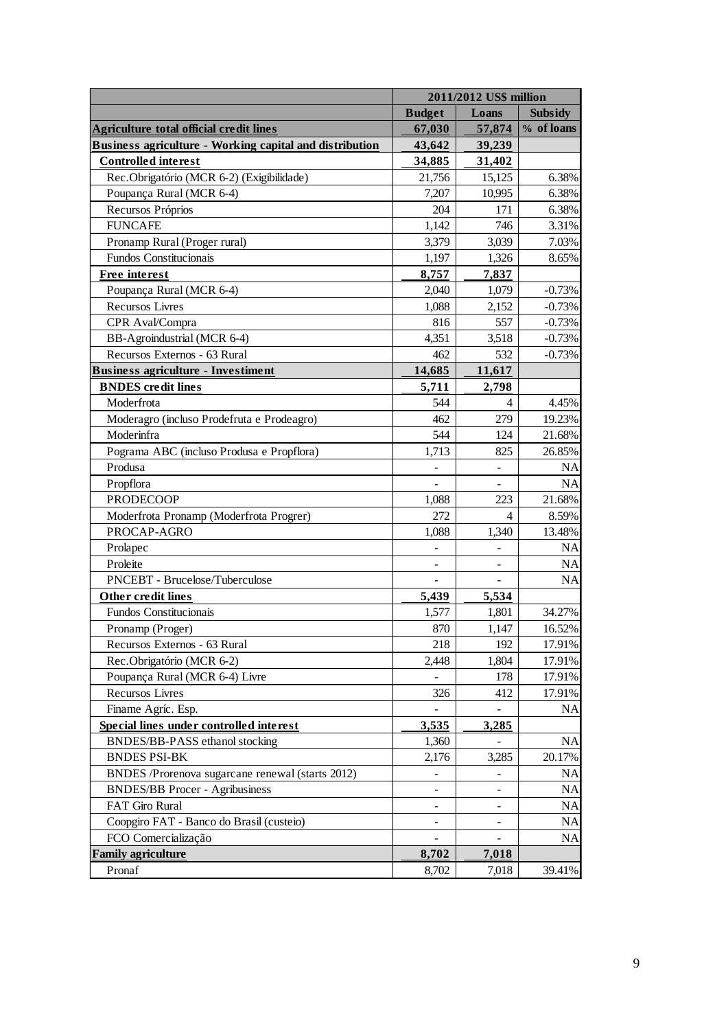| | 2011/2012 US$ million | | |
|---|---|---|---|
| | **Budget** | **Loans** | **Subsidy** |
| **Agriculture total official credit lines** | **67,030** | **57,874** | **% of loans** |
| **Business agriculture - Working capital and distribution** | **43,642** | **39,239** | |
| **Controlled interest** | **34,885** | **31,402** | |
| Rec.Obrigatório (MCR 6-2) (Exigibilidade) | 21,756 | 15,125 | 6.38% |
| Poupança Rural (MCR 6-4) | 7,207 | 10,995 | 6.38% |
| Recursos Próprios | 204 | 171 | 6.38% |
| FUNCAFE | 1,142 | 746 | 3.31% |
| Pronamp Rural (Proger rural) | 3,379 | 3,039 | 7.03% |
| Fundos Constitucionais | 1,197 | 1,326 | 8.65% |
| **Free interest** | **8,757** | **7,837** | |
| Poupança Rural (MCR 6-4) | 2,040 | 1,079 | -0.73% |
| Recursos Livres | 1,088 | 2,152 | -0.73% |
| CPR Aval/Compra | 816 | 557 | -0.73% |
| BB-Agroindustrial (MCR 6-4) | 4,351 | 3,518 | -0.73% |
| Recursos Externos - 63 Rural | 462 | 532 | -0.73% |
| **Business agriculture - Investiment** | **14,685** | **11,617** | |
| **BNDES credit lines** | **5,711** | **2,798** | |
| Moderfrota | 544 | 4 | 4.45% |
| Moderagro (incluso Prodefruta e Prodeagro) | 462 | 279 | 19.23% |
| Moderinfra | 544 | 124 | 21.68% |
| Pograma ABC (incluso Produsa e Propflora) | 1,713 | 825 | 26.85% |
| Produsa | - | - | NA |
| Propflora | - | - | NA |
| PRODECOOP | 1,088 | 223 | 21.68% |
| Moderfrota Pronamp (Moderfrota Progrer) | 272 | 4 | 8.59% |
| PROCAP-AGRO | 1,088 | 1,340 | 13.48% |
| Prolapec | - | - | NA |
| Proleite | - | - | NA |
| PNCEBT - Brucelose/Tuberculose | - | - | NA |
| **Other credit lines** | **5,439** | **5,534** | |
| Fundos Constitucionais | 1,577 | 1,801 | 34.27% |
| Pronamp (Proger) | 870 | 1,147 | 16.52% |
| Recursos Externos - 63 Rural | 218 | 192 | 17.91% |
| Rec.Obrigatório (MCR 6-2) | 2,448 | 1,804 | 17.91% |
| Poupança Rural (MCR 6-4) Livre | - | 178 | 17.91% |
| Recursos Livres | 326 | 412 | 17.91% |
| Finame Agríc. Esp. | - | - | NA |
| **Special lines under controlled interest** | **3,535** | **3,285** | |
| BNDES/BB-PASS ethanol stocking | 1,360 | - | NA |
| BNDES PSI-BK | 2,176 | 3,285 | 20.17% |
| BNDES /Prorenova sugarcane renewal (starts 2012) | - | - | NA |
| BNDES/BB Procer - Agribusiness | - | - | NA |
| FAT Giro Rural | - | - | NA |
| Coopgiro FAT - Banco do Brasil (custeio) | - | - | NA |
| FCO Comercialização | - | - | NA |
| **Family agriculture** | **8,702** | **7,018** | |
| Pronaf | 8,702 | 7,018 | 39.41% |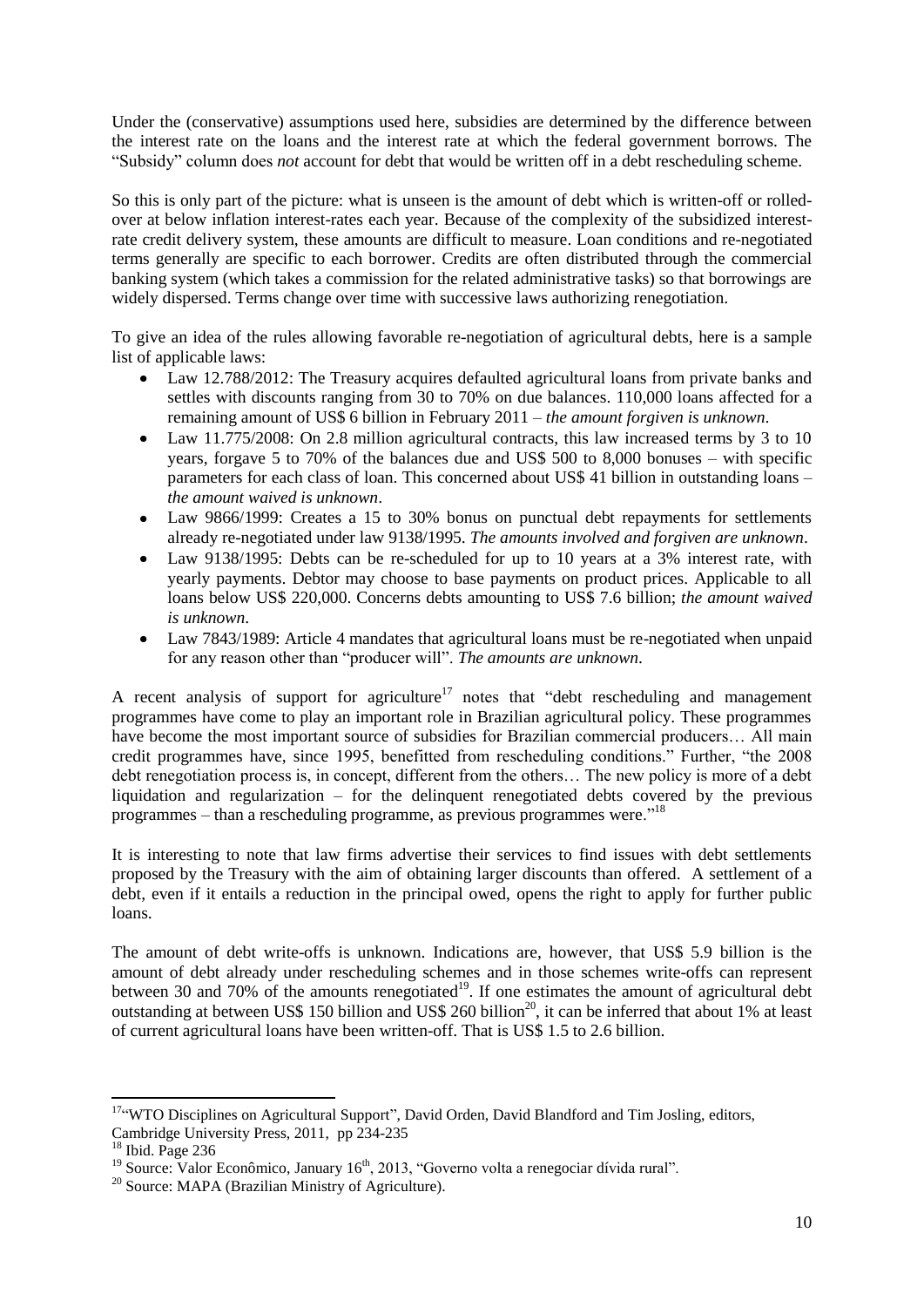Under the (conservative) assumptions used here, subsidies are determined by the difference between the interest rate on the loans and the interest rate at which the federal government borrows. The "Subsidy" column does *not* account for debt that would be written off in a debt rescheduling scheme.

So this is only part of the picture: what is unseen is the amount of debt which is written-off or rolled-over at below inflation interest-rates each year. Because of the complexity of the subsidized interest-rate credit delivery system, these amounts are difficult to measure. Loan conditions and re-negotiated terms generally are specific to each borrower. Credits are often distributed through the commercial banking system (which takes a commission for the related administrative tasks) so that borrowings are widely dispersed. Terms change over time with successive laws authorizing renegotiation.

To give an idea of the rules allowing favorable re-negotiation of agricultural debts, here is a sample list of applicable laws:

- Law 12.788/2012: The Treasury acquires defaulted agricultural loans from private banks and settles with discounts ranging from 30 to 70% on due balances. 110,000 loans affected for a remaining amount of US$ 6 billion in February 2011 – *the amount forgiven is unknown*.
- Law 11.775/2008: On 2.8 million agricultural contracts, this law increased terms by 3 to 10 years, forgave 5 to 70% of the balances due and US$ 500 to 8,000 bonuses – with specific parameters for each class of loan. This concerned about US$ 41 billion in outstanding loans – *the amount waived is unknown*.
- Law 9866/1999: Creates a 15 to 30% bonus on punctual debt repayments for settlements already re-negotiated under law 9138/1995. *The amounts involved and forgiven are unknown*.
- Law 9138/1995: Debts can be re-scheduled for up to 10 years at a 3% interest rate, with yearly payments. Debtor may choose to base payments on product prices. Applicable to all loans below US$ 220,000. Concerns debts amounting to US$ 7.6 billion; *the amount waived is unknown*.
- Law 7843/1989: Article 4 mandates that agricultural loans must be re-negotiated when unpaid for any reason other than "producer will". *The amounts are unknown*.

A recent analysis of support for agriculture[17] notes that "debt rescheduling and management programmes have come to play an important role in Brazilian agricultural policy. These programmes have become the most important source of subsidies for Brazilian commercial producers… All main credit programmes have, since 1995, benefitted from rescheduling conditions." Further, "the 2008 debt renegotiation process is, in concept, different from the others… The new policy is more of a debt liquidation and regularization – for the delinquent renegotiated debts covered by the previous programmes – than a rescheduling programme, as previous programmes were."[18]

It is interesting to note that law firms advertise their services to find issues with debt settlements proposed by the Treasury with the aim of obtaining larger discounts than offered. A settlement of a debt, even if it entails a reduction in the principal owed, opens the right to apply for further public loans.

The amount of debt write-offs is unknown. Indications are, however, that US$ 5.9 billion is the amount of debt already under rescheduling schemes and in those schemes write-offs can represent between 30 and 70% of the amounts renegotiated[19]. If one estimates the amount of agricultural debt outstanding at between US$ 150 billion and US$ 260 billion[20], it can be inferred that about 1% at least of current agricultural loans have been written-off. That is US$ 1.5 to 2.6 billion.

---

[17] "WTO Disciplines on Agricultural Support", David Orden, David Blandford and Tim Josling, editors, Cambridge University Press, 2011, pp 234-235

[18] Ibid. Page 236

[19] Source: Valor Econômico, January 16th, 2013, "Governo volta a renegociar dívida rural".

[20] Source: MAPA (Brazilian Ministry of Agriculture).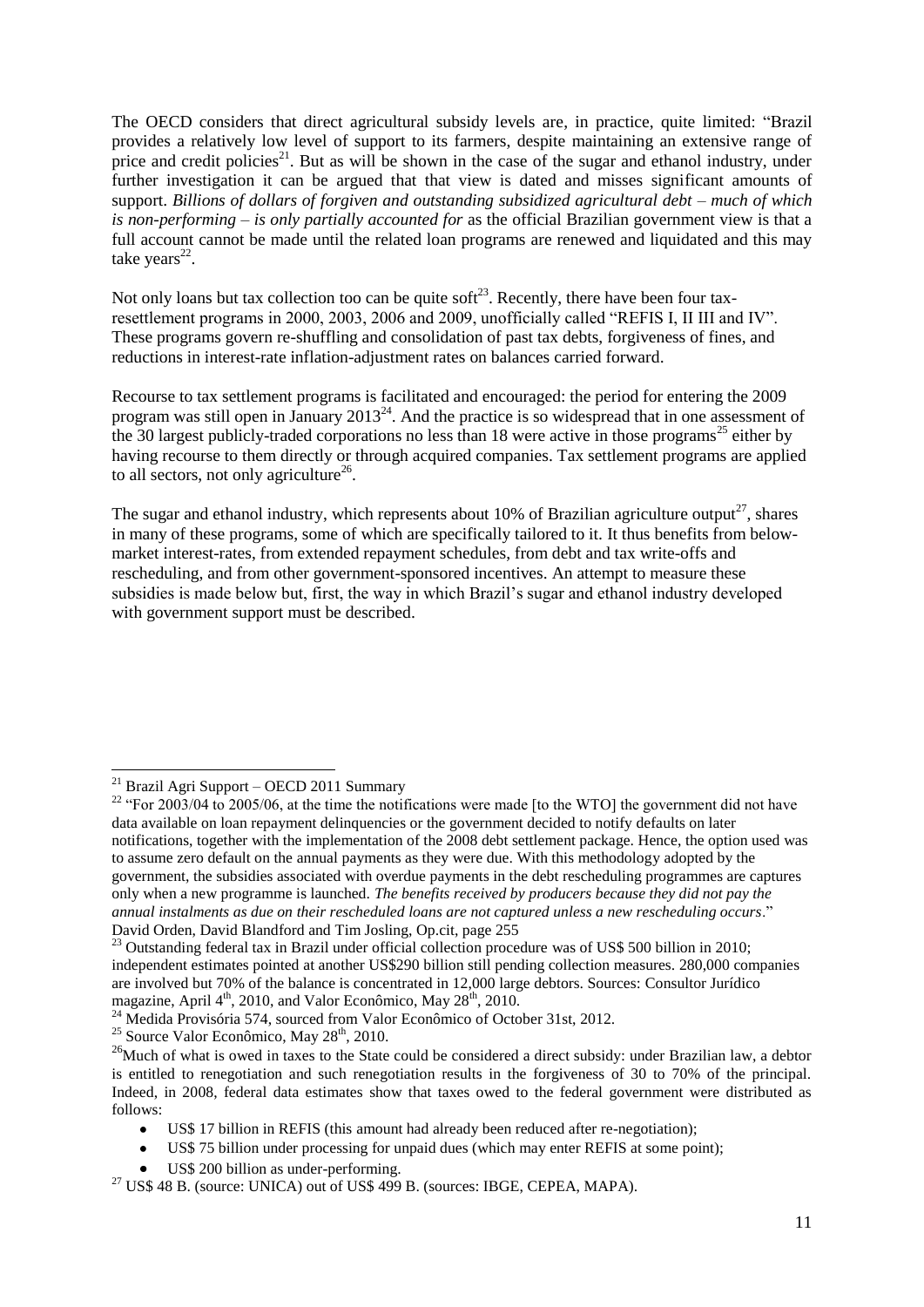The OECD considers that direct agricultural subsidy levels are, in practice, quite limited: "Brazil provides a relatively low level of support to its farmers, despite maintaining an extensive range of price and credit policies[21]. But as will be shown in the case of the sugar and ethanol industry, under further investigation it can be argued that that view is dated and misses significant amounts of support. *Billions of dollars of forgiven and outstanding subsidized agricultural debt – much of which is non-performing – is only partially accounted for* as the official Brazilian government view is that a full account cannot be made until the related loan programs are renewed and liquidated and this may take years[22].

Not only loans but tax collection too can be quite soft[23]. Recently, there have been four tax-resettlement programs in 2000, 2003, 2006 and 2009, unofficially called "REFIS I, II III and IV". These programs govern re-shuffling and consolidation of past tax debts, forgiveness of fines, and reductions in interest-rate inflation-adjustment rates on balances carried forward.

Recourse to tax settlement programs is facilitated and encouraged: the period for entering the 2009 program was still open in January 2013[24]. And the practice is so widespread that in one assessment of the 30 largest publicly-traded corporations no less than 18 were active in those programs[25] either by having recourse to them directly or through acquired companies. Tax settlement programs are applied to all sectors, not only agriculture[26].

The sugar and ethanol industry, which represents about 10% of Brazilian agriculture output[27], shares in many of these programs, some of which are specifically tailored to it. It thus benefits from below-market interest-rates, from extended repayment schedules, from debt and tax write-offs and rescheduling, and from other government-sponsored incentives. An attempt to measure these subsidies is made below but, first, the way in which Brazil's sugar and ethanol industry developed with government support must be described.

---

[21] Brazil Agri Support – OECD 2011 Summary

[22] "For 2003/04 to 2005/06, at the time the notifications were made [to the WTO] the government did not have data available on loan repayment delinquencies or the government decided to notify defaults on later notifications, together with the implementation of the 2008 debt settlement package. Hence, the option used was to assume zero default on the annual payments as they were due. With this methodology adopted by the government, the subsidies associated with overdue payments in the debt rescheduling programmes are captures only when a new programme is launched. *The benefits received by producers because they did not pay the annual instalments as due on their rescheduled loans are not captured unless a new rescheduling occurs*." David Orden, David Blandford and Tim Josling, Op.cit, page 255

[23] Outstanding federal tax in Brazil under official collection procedure was of US$ 500 billion in 2010; independent estimates pointed at another US$290 billion still pending collection measures. 280,000 companies are involved but 70% of the balance is concentrated in 12,000 large debtors. Sources: Consultor Jurídico magazine, April 4th, 2010, and Valor Econômico, May 28th, 2010.

[24] Medida Provisória 574, sourced from Valor Econômico of October 31st, 2012.

[25] Source Valor Econômico, May 28th, 2010.

[26] Much of what is owed in taxes to the State could be considered a direct subsidy: under Brazilian law, a debtor is entitled to renegotiation and such renegotiation results in the forgiveness of 30 to 70% of the principal. Indeed, in 2008, federal data estimates show that taxes owed to the federal government were distributed as follows:

- US$ 17 billion in REFIS (this amount had already been reduced after re-negotiation);
- US$ 75 billion under processing for unpaid dues (which may enter REFIS at some point);
- US$ 200 billion as under-performing.

[27] US$ 48 B. (source: UNICA) out of US$ 499 B. (sources: IBGE, CEPEA, MAPA).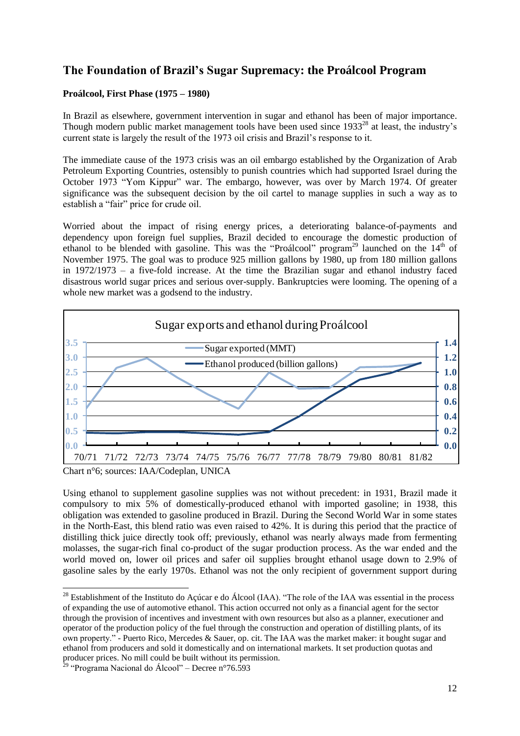## The Foundation of Brazil's Sugar Supremacy: the Proálcool Program

### Proálcool, First Phase (1975 – 1980)

In Brazil as elsewhere, government intervention in sugar and ethanol has been of major importance. Though modern public market management tools have been used since 1933[28] at least, the industry's current state is largely the result of the 1973 oil crisis and Brazil's response to it.

The immediate cause of the 1973 crisis was an oil embargo established by the Organization of Arab Petroleum Exporting Countries, ostensibly to punish countries which had supported Israel during the October 1973 "Yom Kippur" war. The embargo, however, was over by March 1974. Of greater significance was the subsequent decision by the oil cartel to manage supplies in such a way as to establish a "fair" price for crude oil.

Worried about the impact of rising energy prices, a deteriorating balance-of-payments and dependency upon foreign fuel supplies, Brazil decided to encourage the domestic production of ethanol to be blended with gasoline. This was the "Proálcool" program[29] launched on the 14th of November 1975. The goal was to produce 925 million gallons by 1980, up from 180 million gallons in 1972/1973 – a five-fold increase. At the time the Brazilian sugar and ethanol industry faced disastrous world sugar prices and serious over-supply. Bankruptcies were looming. The opening of a whole new market was a godsend to the industry.

Chart n°6; sources: IAA/Codeplan, UNICA

Using ethanol to supplement gasoline supplies was not without precedent: in 1931, Brazil made it compulsory to mix 5% of domestically-produced ethanol with imported gasoline; in 1938, this obligation was extended to gasoline produced in Brazil. During the Second World War in some states in the North-East, this blend ratio was even raised to 42%. It is during this period that the practice of distilling thick juice directly took off; previously, ethanol was nearly always made from fermenting molasses, the sugar-rich final co-product of the sugar production process. As the war ended and the world moved on, lower oil prices and safer oil supplies brought ethanol usage down to 2.9% of gasoline sales by the early 1970s. Ethanol was not the only recipient of government support during

---

[28] Establishment of the Instituto do Açúcar e do Álcool (IAA). "The role of the IAA was essential in the process of expanding the use of automotive ethanol. This action occurred not only as a financial agent for the sector through the provision of incentives and investment with own resources but also as a planner, executioner and operator of the production policy of the fuel through the construction and operation of distilling plants, of its own property." - Puerto Rico, Mercedes & Sauer, op. cit. The IAA was the market maker: it bought sugar and ethanol from producers and sold it domestically and on international markets. It set production quotas and producer prices. No mill could be built without its permission.

[29] "Programa Nacional do Álcool" – Decree n°76.593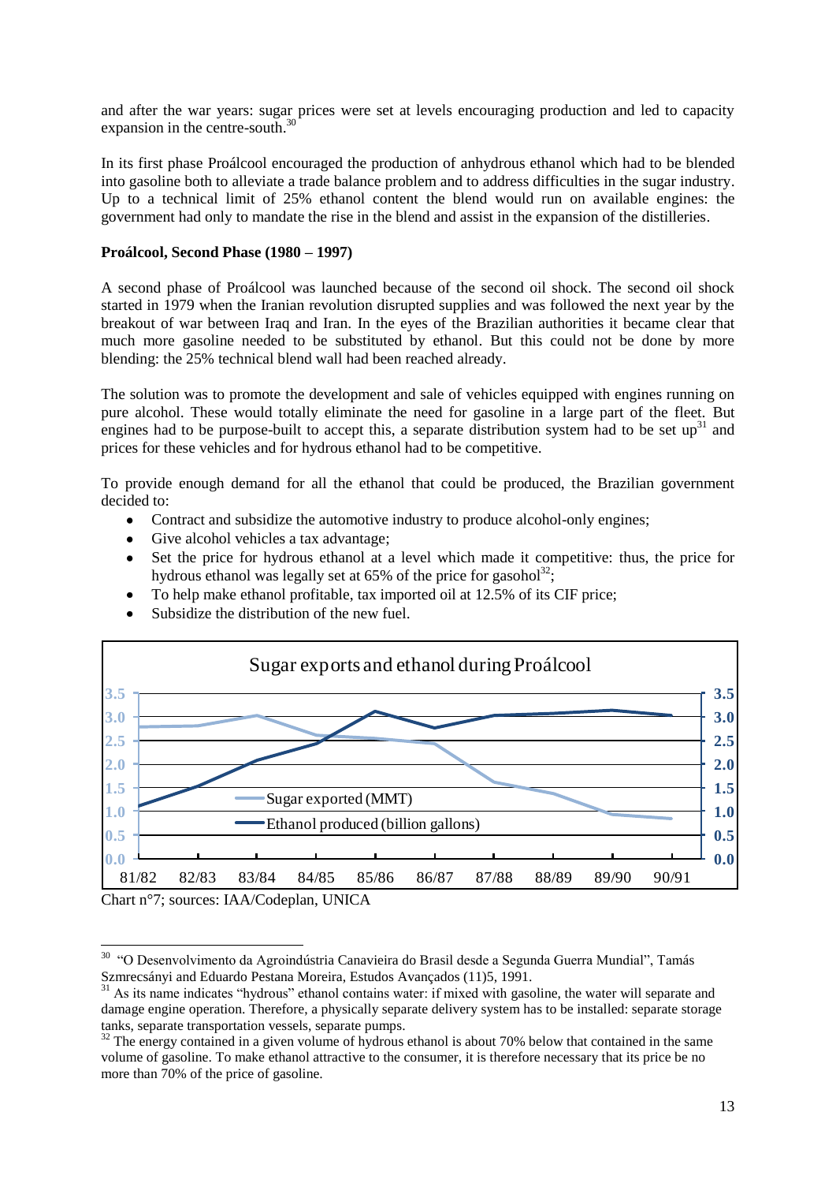and after the war years: sugar prices were set at levels encouraging production and led to capacity expansion in the centre-south.[30]

In its first phase Proálcool encouraged the production of anhydrous ethanol which had to be blended into gasoline both to alleviate a trade balance problem and to address difficulties in the sugar industry. Up to a technical limit of 25% ethanol content the blend would run on available engines: the government had only to mandate the rise in the blend and assist in the expansion of the distilleries.

**Proálcool, Second Phase (1980 – 1997)**

A second phase of Proálcool was launched because of the second oil shock. The second oil shock started in 1979 when the Iranian revolution disrupted supplies and was followed the next year by the breakout of war between Iraq and Iran. In the eyes of the Brazilian authorities it became clear that much more gasoline needed to be substituted by ethanol. But this could not be done by more blending: the 25% technical blend wall had been reached already.

The solution was to promote the development and sale of vehicles equipped with engines running on pure alcohol. These would totally eliminate the need for gasoline in a large part of the fleet. But engines had to be purpose-built to accept this, a separate distribution system had to be set up[31] and prices for these vehicles and for hydrous ethanol had to be competitive.

To provide enough demand for all the ethanol that could be produced, the Brazilian government decided to:

- Contract and subsidize the automotive industry to produce alcohol-only engines;
- Give alcohol vehicles a tax advantage;
- Set the price for hydrous ethanol at a level which made it competitive: thus, the price for hydrous ethanol was legally set at 65% of the price for gasohol[32];
- To help make ethanol profitable, tax imported oil at 12.5% of its CIF price;
- Subsidize the distribution of the new fuel.

**Sugar exports and ethanol during Proálcool**

| Year | Sugar exported (MMT) | Ethanol produced (billion gallons) |
|---|---|---|
| 81/82 | 2.8 | 1.1 |
| 82/83 | 2.8 | 1.5 |
| 83/84 | 3.0 | 2.1 |
| 84/85 | 2.6 | 2.4 |
| 85/86 | 2.5 | 3.1 |
| 86/87 | 2.4 | 2.8 |
| 87/88 | 1.6 | 3.0 |
| 88/89 | 1.4 | 3.1 |
| 89/90 | 0.9 | 3.1 |
| 90/91 | 0.9 | 3.0 |

Chart n°7; sources: IAA/Codeplan, UNICA

[30] "O Desenvolvimento da Agroindústria Canavieira do Brasil desde a Segunda Guerra Mundial", Tamás Szmrecsányi and Eduardo Pestana Moreira, Estudos Avançados (11)5, 1991.

[31] As its name indicates "hydrous" ethanol contains water: if mixed with gasoline, the water will separate and damage engine operation. Therefore, a physically separate delivery system has to be installed: separate storage tanks, separate transportation vessels, separate pumps.

[32] The energy contained in a given volume of hydrous ethanol is about 70% below that contained in the same volume of gasoline. To make ethanol attractive to the consumer, it is therefore necessary that its price be no more than 70% of the price of gasoline.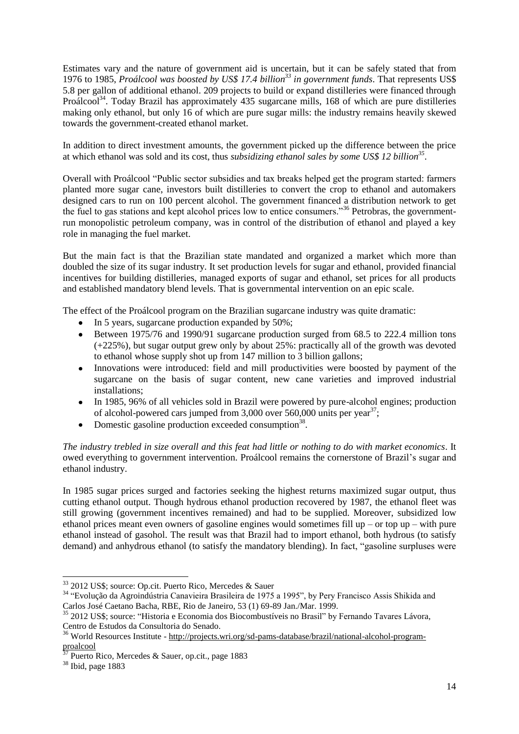Estimates vary and the nature of government aid is uncertain, but it can be safely stated that from 1976 to 1985, *Proálcool was boosted by US$ 17.4 billion[33] in government funds*. That represents US$ 5.8 per gallon of additional ethanol. 209 projects to build or expand distilleries were financed through Proálcool[34]. Today Brazil has approximately 435 sugarcane mills, 168 of which are pure distilleries making only ethanol, but only 16 of which are pure sugar mills: the industry remains heavily skewed towards the government-created ethanol market.

In addition to direct investment amounts, the government picked up the difference between the price at which ethanol was sold and its cost, thus *subsidizing ethanol sales by some US$ 12 billion[35]*.

Overall with Proálcool "Public sector subsidies and tax breaks helped get the program started: farmers planted more sugar cane, investors built distilleries to convert the crop to ethanol and automakers designed cars to run on 100 percent alcohol. The government financed a distribution network to get the fuel to gas stations and kept alcohol prices low to entice consumers."[36] Petrobras, the government-run monopolistic petroleum company, was in control of the distribution of ethanol and played a key role in managing the fuel market.

But the main fact is that the Brazilian state mandated and organized a market which more than doubled the size of its sugar industry. It set production levels for sugar and ethanol, provided financial incentives for building distilleries, managed exports of sugar and ethanol, set prices for all products and established mandatory blend levels. That is governmental intervention on an epic scale.

The effect of the Proálcool program on the Brazilian sugarcane industry was quite dramatic:

- In 5 years, sugarcane production expanded by 50%;
- Between 1975/76 and 1990/91 sugarcane production surged from 68.5 to 222.4 million tons (+225%), but sugar output grew only by about 25%: practically all of the growth was devoted to ethanol whose supply shot up from 147 million to 3 billion gallons;
- Innovations were introduced: field and mill productivities were boosted by payment of the sugarcane on the basis of sugar content, new cane varieties and improved industrial installations;
- In 1985, 96% of all vehicles sold in Brazil were powered by pure-alcohol engines; production of alcohol-powered cars jumped from 3,000 over 560,000 units per year[37];
- Domestic gasoline production exceeded consumption[38].

*The industry trebled in size overall and this feat had little or nothing to do with market economics*. It owed everything to government intervention. Proálcool remains the cornerstone of Brazil's sugar and ethanol industry.

In 1985 sugar prices surged and factories seeking the highest returns maximized sugar output, thus cutting ethanol output. Though hydrous ethanol production recovered by 1987, the ethanol fleet was still growing (government incentives remained) and had to be supplied. Moreover, subsidized low ethanol prices meant even owners of gasoline engines would sometimes fill up – or top up – with pure ethanol instead of gasohol. The result was that Brazil had to import ethanol, both hydrous (to satisfy demand) and anhydrous ethanol (to satisfy the mandatory blending). In fact, "gasoline surpluses were

---

[33] 2012 US$; source: Op.cit. Puerto Rico, Mercedes & Sauer

[34] "Evolução da Agroindústria Canavieira Brasileira de 1975 a 1995", by Pery Francisco Assis Shikida and Carlos José Caetano Bacha, RBE, Rio de Janeiro, 53 (1) 69-89 Jan./Mar. 1999.

[35] 2012 US$; source: "Historia e Economia dos Biocombustíveis no Brasil" by Fernando Tavares Lávora, Centro de Estudos da Consultoria do Senado.

[36] World Resources Institute - http://projects.wri.org/sd-pams-database/brazil/national-alcohol-program-proalcool

[37] Puerto Rico, Mercedes & Sauer, op.cit., page 1883

[38] Ibid, page 1883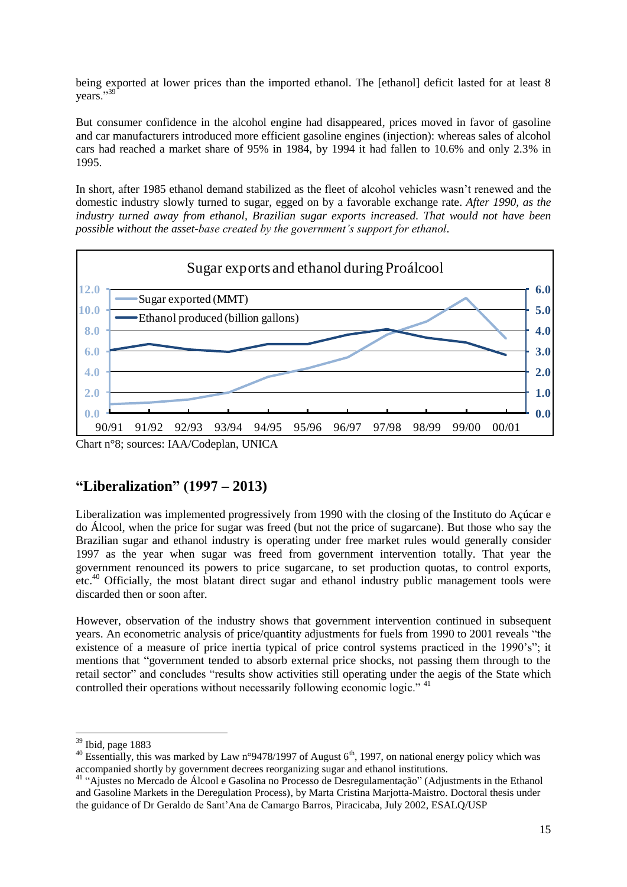being exported at lower prices than the imported ethanol. The [ethanol] deficit lasted for at least 8 years."[39]

But consumer confidence in the alcohol engine had disappeared, prices moved in favor of gasoline and car manufacturers introduced more efficient gasoline engines (injection): whereas sales of alcohol cars had reached a market share of 95% in 1984, by 1994 it had fallen to 10.6% and only 2.3% in 1995.

In short, after 1985 ethanol demand stabilized as the fleet of alcohol vehicles wasn't renewed and the domestic industry slowly turned to sugar, egged on by a favorable exchange rate. *After 1990, as the industry turned away from ethanol, Brazilian sugar exports increased. That would not have been possible without the asset-base created by the government's support for ethanol*.

Sugar exports and ethanol during Proálcool

Chart n°8; sources: IAA/Codeplan, UNICA

## "Liberalization" (1997 – 2013)

Liberalization was implemented progressively from 1990 with the closing of the Instituto do Açúcar e do Álcool, when the price for sugar was freed (but not the price of sugarcane). But those who say the Brazilian sugar and ethanol industry is operating under free market rules would generally consider 1997 as the year when sugar was freed from government intervention totally. That year the government renounced its powers to price sugarcane, to set production quotas, to control exports, etc.[40] Officially, the most blatant direct sugar and ethanol industry public management tools were discarded then or soon after.

However, observation of the industry shows that government intervention continued in subsequent years. An econometric analysis of price/quantity adjustments for fuels from 1990 to 2001 reveals "the existence of a measure of price inertia typical of price control systems practiced in the 1990's"; it mentions that "government tended to absorb external price shocks, not passing them through to the retail sector" and concludes "results show activities still operating under the aegis of the State which controlled their operations without necessarily following economic logic." [41]

[39] Ibid, page 1883

[40] Essentially, this was marked by Law n°9478/1997 of August 6th, 1997, on national energy policy which was accompanied shortly by government decrees reorganizing sugar and ethanol institutions.

[41] "Ajustes no Mercado de Álcool e Gasolina no Processo de Desregulamentação" (Adjustments in the Ethanol and Gasoline Markets in the Deregulation Process), by Marta Cristina Marjotta-Maistro. Doctoral thesis under the guidance of Dr Geraldo de Sant'Ana de Camargo Barros, Piracicaba, July 2002, ESALQ/USP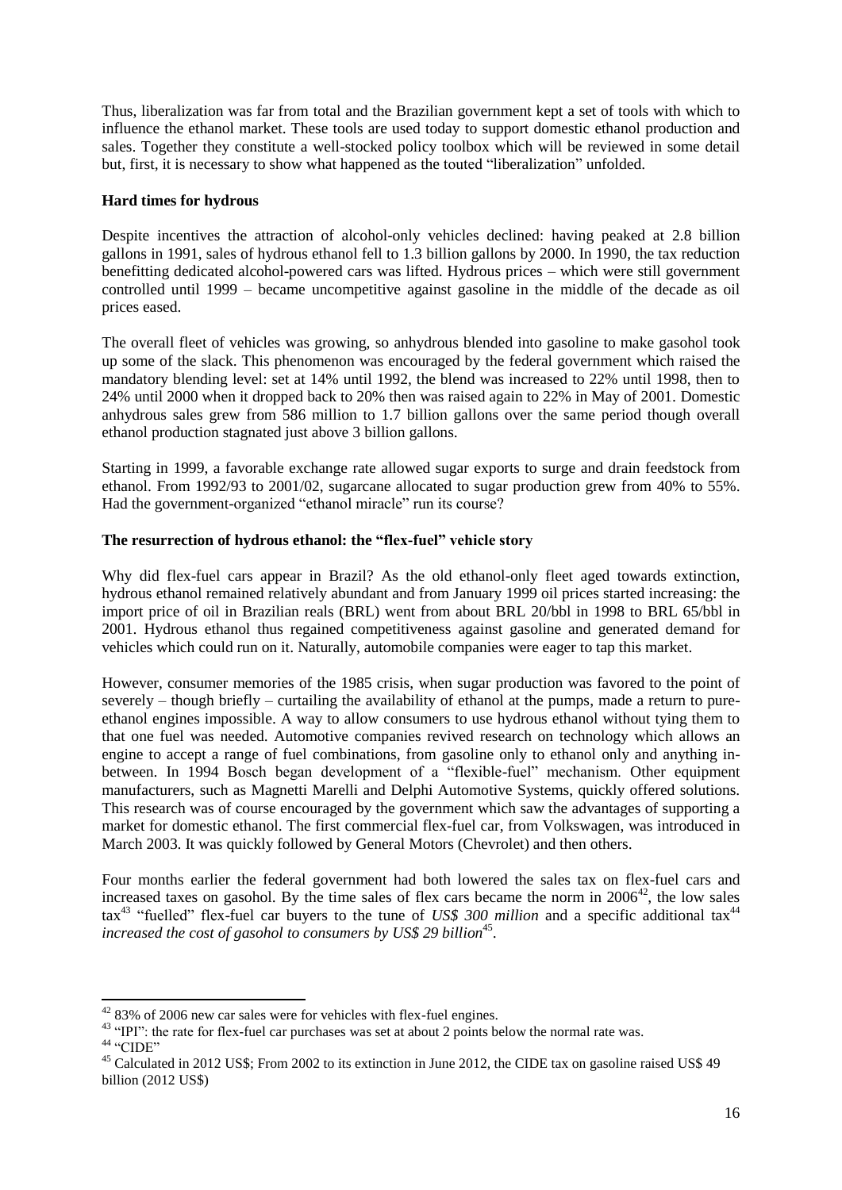Thus, liberalization was far from total and the Brazilian government kept a set of tools with which to influence the ethanol market. These tools are used today to support domestic ethanol production and sales. Together they constitute a well-stocked policy toolbox which will be reviewed in some detail but, first, it is necessary to show what happened as the touted "liberalization" unfolded.

**Hard times for hydrous**

Despite incentives the attraction of alcohol-only vehicles declined: having peaked at 2.8 billion gallons in 1991, sales of hydrous ethanol fell to 1.3 billion gallons by 2000. In 1990, the tax reduction benefitting dedicated alcohol-powered cars was lifted. Hydrous prices – which were still government controlled until 1999 – became uncompetitive against gasoline in the middle of the decade as oil prices eased.

The overall fleet of vehicles was growing, so anhydrous blended into gasoline to make gasohol took up some of the slack. This phenomenon was encouraged by the federal government which raised the mandatory blending level: set at 14% until 1992, the blend was increased to 22% until 1998, then to 24% until 2000 when it dropped back to 20% then was raised again to 22% in May of 2001. Domestic anhydrous sales grew from 586 million to 1.7 billion gallons over the same period though overall ethanol production stagnated just above 3 billion gallons.

Starting in 1999, a favorable exchange rate allowed sugar exports to surge and drain feedstock from ethanol. From 1992/93 to 2001/02, sugarcane allocated to sugar production grew from 40% to 55%. Had the government-organized "ethanol miracle" run its course?

**The resurrection of hydrous ethanol: the "flex-fuel" vehicle story**

Why did flex-fuel cars appear in Brazil? As the old ethanol-only fleet aged towards extinction, hydrous ethanol remained relatively abundant and from January 1999 oil prices started increasing: the import price of oil in Brazilian reals (BRL) went from about BRL 20/bbl in 1998 to BRL 65/bbl in 2001. Hydrous ethanol thus regained competitiveness against gasoline and generated demand for vehicles which could run on it. Naturally, automobile companies were eager to tap this market.

However, consumer memories of the 1985 crisis, when sugar production was favored to the point of severely – though briefly – curtailing the availability of ethanol at the pumps, made a return to pure-ethanol engines impossible. A way to allow consumers to use hydrous ethanol without tying them to that one fuel was needed. Automotive companies revived research on technology which allows an engine to accept a range of fuel combinations, from gasoline only to ethanol only and anything in-between. In 1994 Bosch began development of a "flexible-fuel" mechanism. Other equipment manufacturers, such as Magnetti Marelli and Delphi Automotive Systems, quickly offered solutions. This research was of course encouraged by the government which saw the advantages of supporting a market for domestic ethanol. The first commercial flex-fuel car, from Volkswagen, was introduced in March 2003. It was quickly followed by General Motors (Chevrolet) and then others.

Four months earlier the federal government had both lowered the sales tax on flex-fuel cars and increased taxes on gasohol. By the time sales of flex cars became the norm in 2006[42], the low sales tax[43] "fuelled" flex-fuel car buyers to the tune of *US$ 300 million* and a specific additional tax[44] *increased the cost of gasohol to consumers by US$ 29 billion*[45].

---

[42] 83% of 2006 new car sales were for vehicles with flex-fuel engines.

[43] "IPI": the rate for flex-fuel car purchases was set at about 2 points below the normal rate was.

[44] "CIDE"

[45] Calculated in 2012 US$; From 2002 to its extinction in June 2012, the CIDE tax on gasoline raised US$ 49 billion (2012 US$)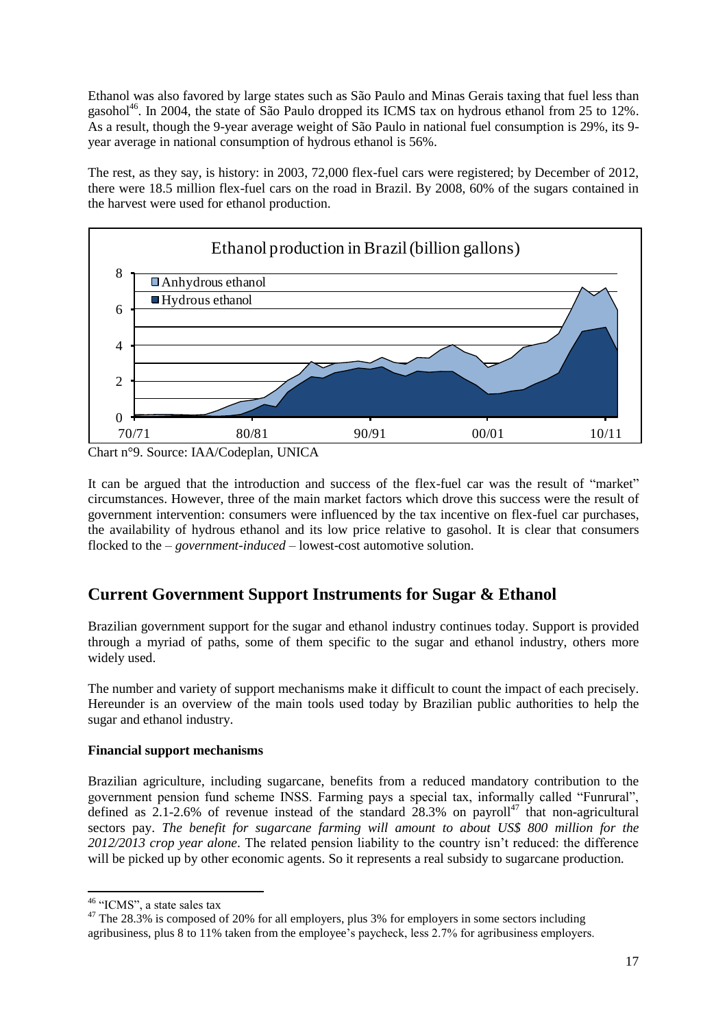Ethanol was also favored by large states such as São Paulo and Minas Gerais taxing that fuel less than gasohol[46]. In 2004, the state of São Paulo dropped its ICMS tax on hydrous ethanol from 25 to 12%. As a result, though the 9-year average weight of São Paulo in national fuel consumption is 29%, its 9-year average in national consumption of hydrous ethanol is 56%.

The rest, as they say, is history: in 2003, 72,000 flex-fuel cars were registered; by December of 2012, there were 18.5 million flex-fuel cars on the road in Brazil. By 2008, 60% of the sugars contained in the harvest were used for ethanol production.

Chart n°9. Source: IAA/Codeplan, UNICA

It can be argued that the introduction and success of the flex-fuel car was the result of "market" circumstances. However, three of the main market factors which drove this success were the result of government intervention: consumers were influenced by the tax incentive on flex-fuel car purchases, the availability of hydrous ethanol and its low price relative to gasohol. It is clear that consumers flocked to the – *government-induced* – lowest-cost automotive solution.

## Current Government Support Instruments for Sugar & Ethanol

Brazilian government support for the sugar and ethanol industry continues today. Support is provided through a myriad of paths, some of them specific to the sugar and ethanol industry, others more widely used.

The number and variety of support mechanisms make it difficult to count the impact of each precisely. Hereunder is an overview of the main tools used today by Brazilian public authorities to help the sugar and ethanol industry.

**Financial support mechanisms**

Brazilian agriculture, including sugarcane, benefits from a reduced mandatory contribution to the government pension fund scheme INSS. Farming pays a special tax, informally called "Funrural", defined as 2.1-2.6% of revenue instead of the standard 28.3% on payroll[47] that non-agricultural sectors pay. *The benefit for sugarcane farming will amount to about US$ 800 million for the 2012/2013 crop year alone*. The related pension liability to the country isn't reduced: the difference will be picked up by other economic agents. So it represents a real subsidy to sugarcane production.

---

[46] "ICMS", a state sales tax

[47] The 28.3% is composed of 20% for all employers, plus 3% for employers in some sectors including agribusiness, plus 8 to 11% taken from the employee's paycheck, less 2.7% for agribusiness employers.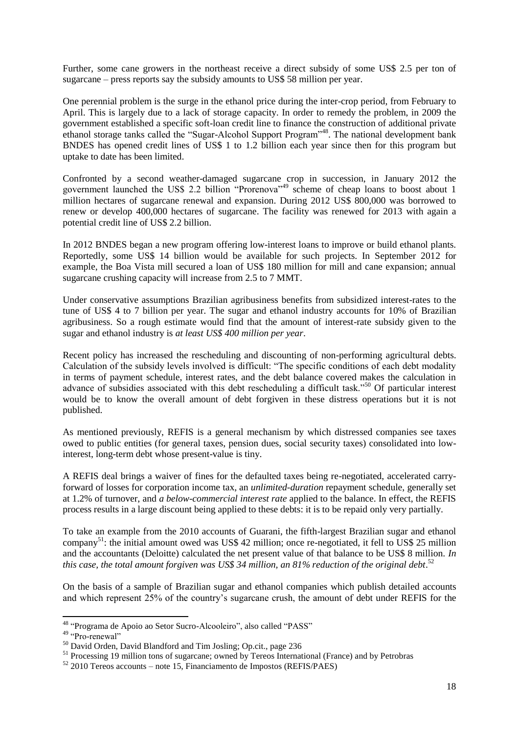Further, some cane growers in the northeast receive a direct subsidy of some US$ 2.5 per ton of sugarcane – press reports say the subsidy amounts to US$ 58 million per year.

One perennial problem is the surge in the ethanol price during the inter-crop period, from February to April. This is largely due to a lack of storage capacity. In order to remedy the problem, in 2009 the government established a specific soft-loan credit line to finance the construction of additional private ethanol storage tanks called the "Sugar-Alcohol Support Program"[48]. The national development bank BNDES has opened credit lines of US$ 1 to 1.2 billion each year since then for this program but uptake to date has been limited.

Confronted by a second weather-damaged sugarcane crop in succession, in January 2012 the government launched the US$ 2.2 billion "Prorenova"[49] scheme of cheap loans to boost about 1 million hectares of sugarcane renewal and expansion. During 2012 US$ 800,000 was borrowed to renew or develop 400,000 hectares of sugarcane. The facility was renewed for 2013 with again a potential credit line of US$ 2.2 billion.

In 2012 BNDES began a new program offering low-interest loans to improve or build ethanol plants. Reportedly, some US$ 14 billion would be available for such projects. In September 2012 for example, the Boa Vista mill secured a loan of US$ 180 million for mill and cane expansion; annual sugarcane crushing capacity will increase from 2.5 to 7 MMT.

Under conservative assumptions Brazilian agribusiness benefits from subsidized interest-rates to the tune of US$ 4 to 7 billion per year. The sugar and ethanol industry accounts for 10% of Brazilian agribusiness. So a rough estimate would find that the amount of interest-rate subsidy given to the sugar and ethanol industry is *at least US$ 400 million per year*.

Recent policy has increased the rescheduling and discounting of non-performing agricultural debts. Calculation of the subsidy levels involved is difficult: "The specific conditions of each debt modality in terms of payment schedule, interest rates, and the debt balance covered makes the calculation in advance of subsidies associated with this debt rescheduling a difficult task."[50] Of particular interest would be to know the overall amount of debt forgiven in these distress operations but it is not published.

As mentioned previously, REFIS is a general mechanism by which distressed companies see taxes owed to public entities (for general taxes, pension dues, social security taxes) consolidated into low-interest, long-term debt whose present-value is tiny.

A REFIS deal brings a waiver of fines for the defaulted taxes being re-negotiated, accelerated carry-forward of losses for corporation income tax, an *unlimited-duration* repayment schedule, generally set at 1.2% of turnover, and *a below-commercial interest rate* applied to the balance. In effect, the REFIS process results in a large discount being applied to these debts: it is to be repaid only very partially.

To take an example from the 2010 accounts of Guarani, the fifth-largest Brazilian sugar and ethanol company[51]: the initial amount owed was US$ 42 million; once re-negotiated, it fell to US$ 25 million and the accountants (Deloitte) calculated the net present value of that balance to be US$ 8 million. *In this case, the total amount forgiven was US$ 34 million, an 81% reduction of the original debt*.[52]

On the basis of a sample of Brazilian sugar and ethanol companies which publish detailed accounts and which represent 25% of the country's sugarcane crush, the amount of debt under REFIS for the

[48] "Programa de Apoio ao Setor Sucro-Alcooleiro", also called "PASS"

[49] "Pro-renewal"

[50] David Orden, David Blandford and Tim Josling; Op.cit., page 236

[51] Processing 19 million tons of sugarcane; owned by Tereos International (France) and by Petrobras

[52] 2010 Tereos accounts – note 15, Financiamento de Impostos (REFIS/PAES)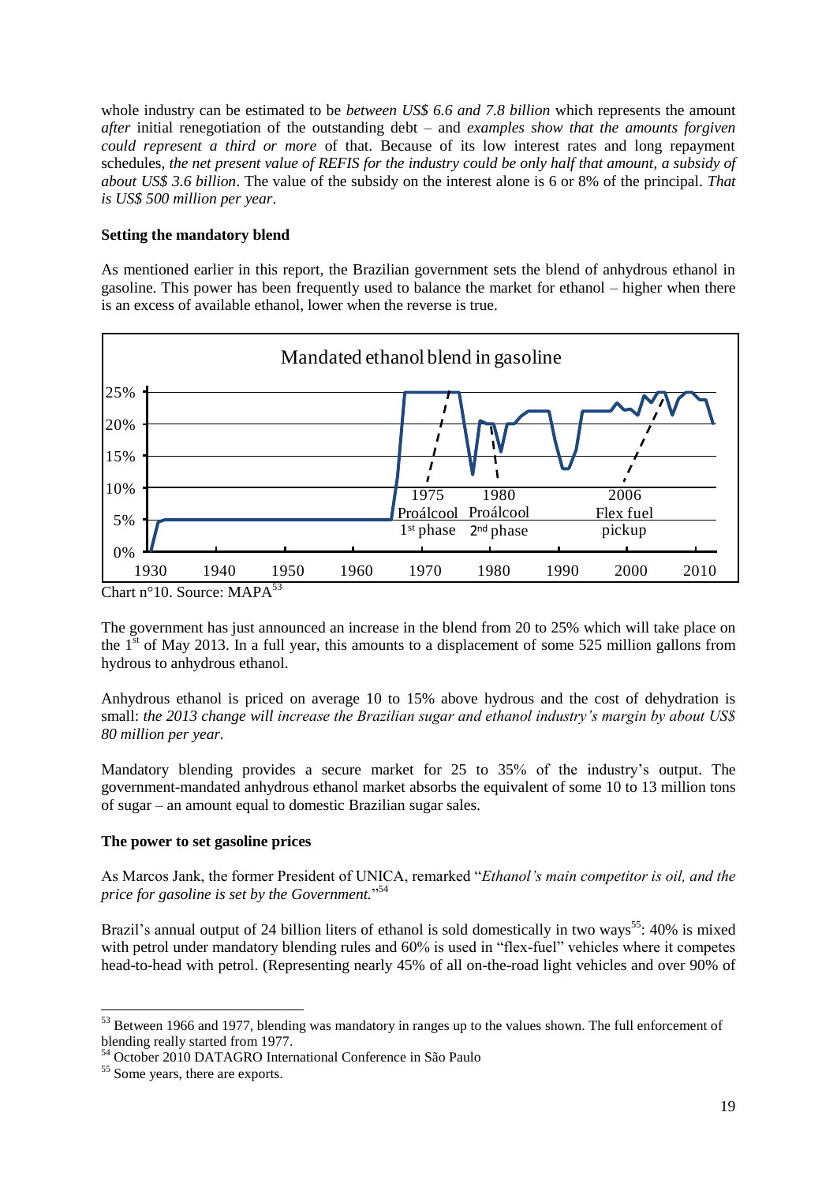whole industry can be estimated to be *between US$ 6.6 and 7.8 billion* which represents the amount *after* initial renegotiation of the outstanding debt – and *examples show that the amounts forgiven could represent a third or more* of that. Because of its low interest rates and long repayment schedules, *the net present value of REFIS for the industry could be only half that amount, a subsidy of about US$ 3.6 billion*. The value of the subsidy on the interest alone is 6 or 8% of the principal. *That is US$ 500 million per year*.

**Setting the mandatory blend**

As mentioned earlier in this report, the Brazilian government sets the blend of anhydrous ethanol in gasoline. This power has been frequently used to balance the market for ethanol – higher when there is an excess of available ethanol, lower when the reverse is true.

Chart n°10. Source: MAPA[53]

The government has just announced an increase in the blend from 20 to 25% which will take place on the 1st of May 2013. In a full year, this amounts to a displacement of some 525 million gallons from hydrous to anhydrous ethanol.

Anhydrous ethanol is priced on average 10 to 15% above hydrous and the cost of dehydration is small: *the 2013 change will increase the Brazilian sugar and ethanol industry's margin by about US$ 80 million per year.*

Mandatory blending provides a secure market for 25 to 35% of the industry's output. The government-mandated anhydrous ethanol market absorbs the equivalent of some 10 to 13 million tons of sugar – an amount equal to domestic Brazilian sugar sales.

**The power to set gasoline prices**

As Marcos Jank, the former President of UNICA, remarked "*Ethanol's main competitor is oil, and the price for gasoline is set by the Government.*"[54]

Brazil's annual output of 24 billion liters of ethanol is sold domestically in two ways[55]: 40% is mixed with petrol under mandatory blending rules and 60% is used in "flex-fuel" vehicles where it competes head-to-head with petrol. (Representing nearly 45% of all on-the-road light vehicles and over 90% of

[53] Between 1966 and 1977, blending was mandatory in ranges up to the values shown. The full enforcement of blending really started from 1977.

[54] October 2010 DATAGRO International Conference in São Paulo

[55] Some years, there are exports.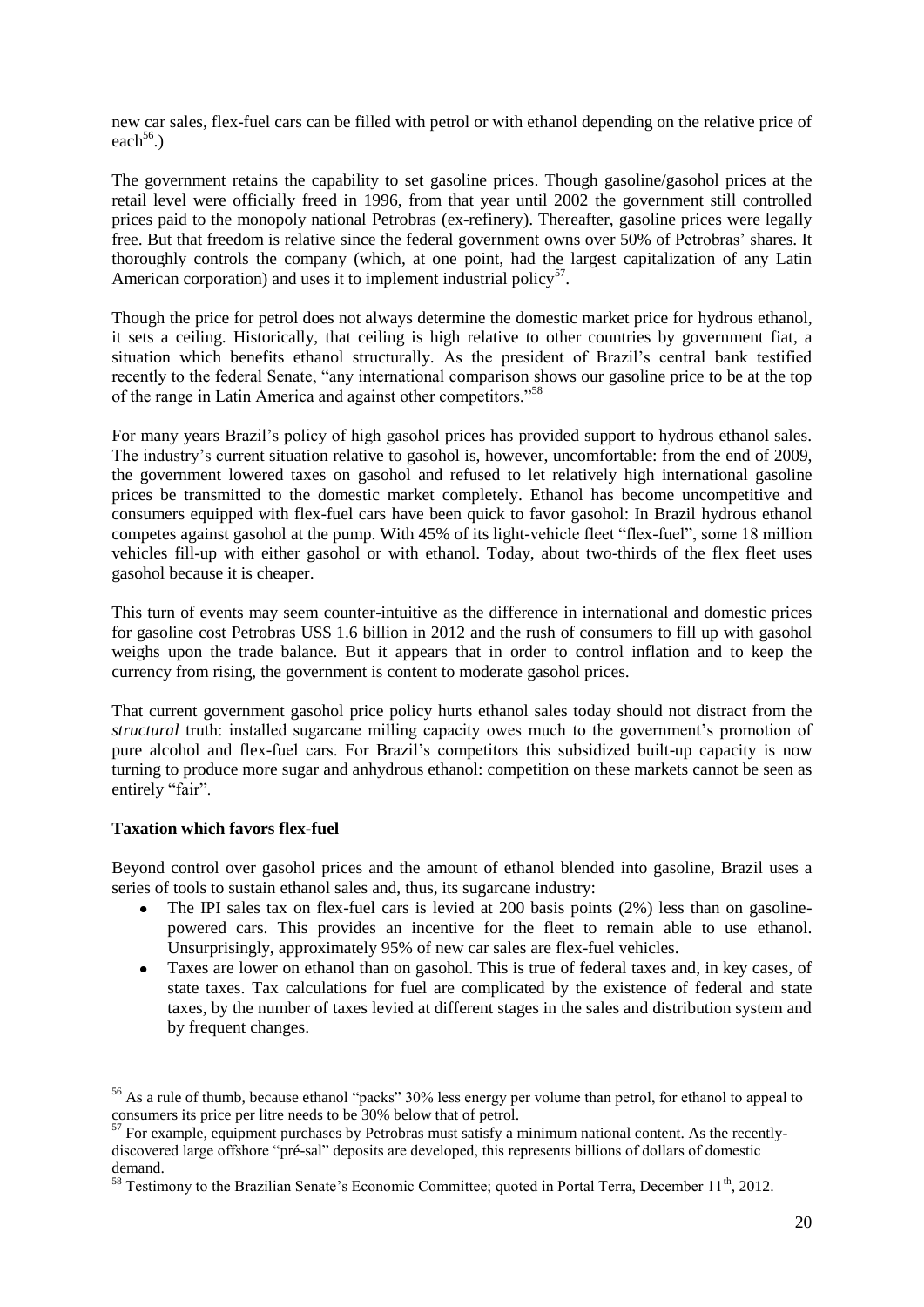new car sales, flex-fuel cars can be filled with petrol or with ethanol depending on the relative price of each[56].)

The government retains the capability to set gasoline prices. Though gasoline/gasohol prices at the retail level were officially freed in 1996, from that year until 2002 the government still controlled prices paid to the monopoly national Petrobras (ex-refinery). Thereafter, gasoline prices were legally free. But that freedom is relative since the federal government owns over 50% of Petrobras' shares. It thoroughly controls the company (which, at one point, had the largest capitalization of any Latin American corporation) and uses it to implement industrial policy[57].

Though the price for petrol does not always determine the domestic market price for hydrous ethanol, it sets a ceiling. Historically, that ceiling is high relative to other countries by government fiat, a situation which benefits ethanol structurally. As the president of Brazil's central bank testified recently to the federal Senate, "any international comparison shows our gasoline price to be at the top of the range in Latin America and against other competitors."[58]

For many years Brazil's policy of high gasohol prices has provided support to hydrous ethanol sales. The industry's current situation relative to gasohol is, however, uncomfortable: from the end of 2009, the government lowered taxes on gasohol and refused to let relatively high international gasoline prices be transmitted to the domestic market completely. Ethanol has become uncompetitive and consumers equipped with flex-fuel cars have been quick to favor gasohol: In Brazil hydrous ethanol competes against gasohol at the pump. With 45% of its light-vehicle fleet "flex-fuel", some 18 million vehicles fill-up with either gasohol or with ethanol. Today, about two-thirds of the flex fleet uses gasohol because it is cheaper.

This turn of events may seem counter-intuitive as the difference in international and domestic prices for gasoline cost Petrobras US$ 1.6 billion in 2012 and the rush of consumers to fill up with gasohol weighs upon the trade balance. But it appears that in order to control inflation and to keep the currency from rising, the government is content to moderate gasohol prices.

That current government gasohol price policy hurts ethanol sales today should not distract from the *structural* truth: installed sugarcane milling capacity owes much to the government's promotion of pure alcohol and flex-fuel cars. For Brazil's competitors this subsidized built-up capacity is now turning to produce more sugar and anhydrous ethanol: competition on these markets cannot be seen as entirely "fair".

**Taxation which favors flex-fuel**

Beyond control over gasohol prices and the amount of ethanol blended into gasoline, Brazil uses a series of tools to sustain ethanol sales and, thus, its sugarcane industry:

- The IPI sales tax on flex-fuel cars is levied at 200 basis points (2%) less than on gasoline-powered cars. This provides an incentive for the fleet to remain able to use ethanol. Unsurprisingly, approximately 95% of new car sales are flex-fuel vehicles.
- Taxes are lower on ethanol than on gasohol. This is true of federal taxes and, in key cases, of state taxes. Tax calculations for fuel are complicated by the existence of federal and state taxes, by the number of taxes levied at different stages in the sales and distribution system and by frequent changes.

---

[56] As a rule of thumb, because ethanol "packs" 30% less energy per volume than petrol, for ethanol to appeal to consumers its price per litre needs to be 30% below that of petrol.

[57] For example, equipment purchases by Petrobras must satisfy a minimum national content. As the recently-discovered large offshore "pré-sal" deposits are developed, this represents billions of dollars of domestic demand.

[58] Testimony to the Brazilian Senate's Economic Committee; quoted in Portal Terra, December 11th, 2012.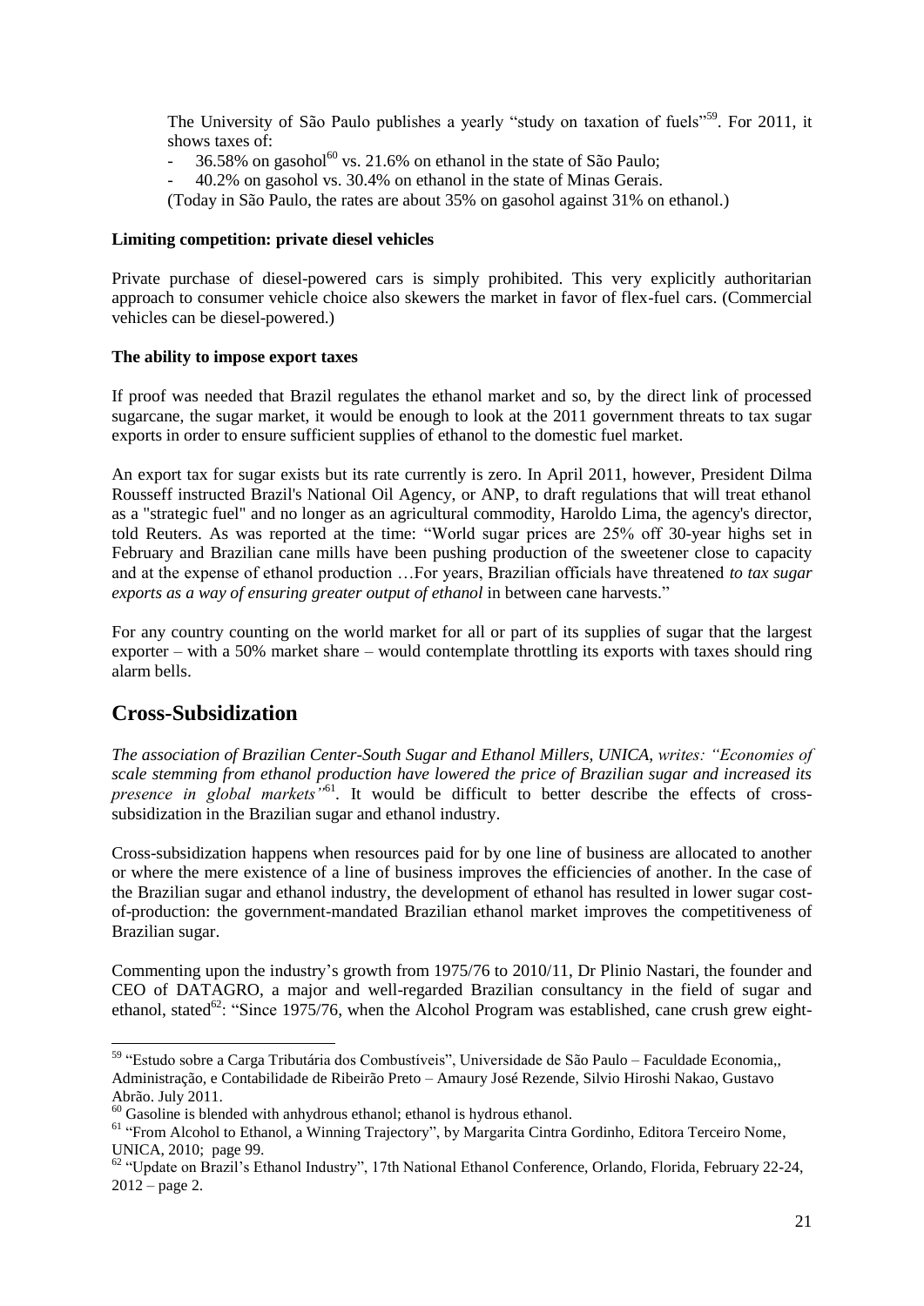The University of São Paulo publishes a yearly "study on taxation of fuels"[59]. For 2011, it shows taxes of:

- 36.58% on gasohol[60] vs. 21.6% on ethanol in the state of São Paulo;
- 40.2% on gasohol vs. 30.4% on ethanol in the state of Minas Gerais.

(Today in São Paulo, the rates are about 35% on gasohol against 31% on ethanol.)

**Limiting competition: private diesel vehicles**

Private purchase of diesel-powered cars is simply prohibited. This very explicitly authoritarian approach to consumer vehicle choice also skewers the market in favor of flex-fuel cars. (Commercial vehicles can be diesel-powered.)

**The ability to impose export taxes**

If proof was needed that Brazil regulates the ethanol market and so, by the direct link of processed sugarcane, the sugar market, it would be enough to look at the 2011 government threats to tax sugar exports in order to ensure sufficient supplies of ethanol to the domestic fuel market.

An export tax for sugar exists but its rate currently is zero. In April 2011, however, President Dilma Rousseff instructed Brazil's National Oil Agency, or ANP, to draft regulations that will treat ethanol as a "strategic fuel" and no longer as an agricultural commodity, Haroldo Lima, the agency's director, told Reuters. As was reported at the time: "World sugar prices are 25% off 30-year highs set in February and Brazilian cane mills have been pushing production of the sweetener close to capacity and at the expense of ethanol production …For years, Brazilian officials have threatened *to tax sugar exports as a way of ensuring greater output of ethanol* in between cane harvests."

For any country counting on the world market for all or part of its supplies of sugar that the largest exporter – with a 50% market share – would contemplate throttling its exports with taxes should ring alarm bells.

## Cross-Subsidization

*The association of Brazilian Center-South Sugar and Ethanol Millers, UNICA, writes: "Economies of scale stemming from ethanol production have lowered the price of Brazilian sugar and increased its presence in global markets"*[61]. It would be difficult to better describe the effects of cross-subsidization in the Brazilian sugar and ethanol industry.

Cross-subsidization happens when resources paid for by one line of business are allocated to another or where the mere existence of a line of business improves the efficiencies of another. In the case of the Brazilian sugar and ethanol industry, the development of ethanol has resulted in lower sugar cost-of-production: the government-mandated Brazilian ethanol market improves the competitiveness of Brazilian sugar.

Commenting upon the industry's growth from 1975/76 to 2010/11, Dr Plinio Nastari, the founder and CEO of DATAGRO, a major and well-regarded Brazilian consultancy in the field of sugar and ethanol, stated[62]: "Since 1975/76, when the Alcohol Program was established, cane crush grew eight-

---

[59] "Estudo sobre a Carga Tributária dos Combustíveis", Universidade de São Paulo – Faculdade Economia,, Administração, e Contabilidade de Ribeirão Preto – Amaury José Rezende, Silvio Hiroshi Nakao, Gustavo Abrão. July 2011.

[60] Gasoline is blended with anhydrous ethanol; ethanol is hydrous ethanol.

[61] "From Alcohol to Ethanol, a Winning Trajectory", by Margarita Cintra Gordinho, Editora Terceiro Nome, UNICA, 2010; page 99.

[62] "Update on Brazil's Ethanol Industry", 17th National Ethanol Conference, Orlando, Florida, February 22-24, 2012 – page 2.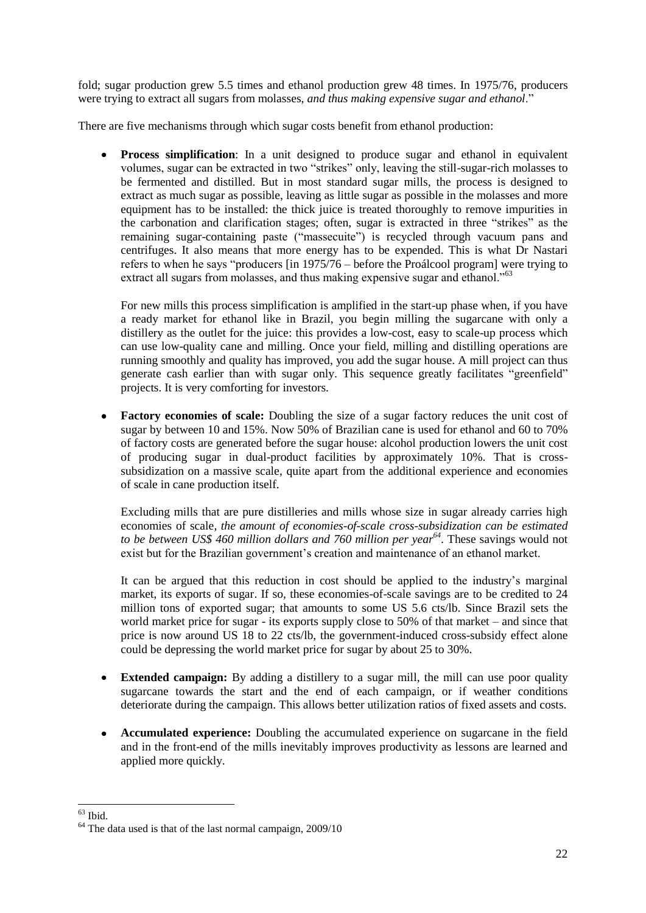fold; sugar production grew 5.5 times and ethanol production grew 48 times. In 1975/76, producers were trying to extract all sugars from molasses, *and thus making expensive sugar and ethanol*."

There are five mechanisms through which sugar costs benefit from ethanol production:

- **Process simplification**: In a unit designed to produce sugar and ethanol in equivalent volumes, sugar can be extracted in two "strikes" only, leaving the still-sugar-rich molasses to be fermented and distilled. But in most standard sugar mills, the process is designed to extract as much sugar as possible, leaving as little sugar as possible in the molasses and more equipment has to be installed: the thick juice is treated thoroughly to remove impurities in the carbonation and clarification stages; often, sugar is extracted in three "strikes" as the remaining sugar-containing paste ("massecuite") is recycled through vacuum pans and centrifuges. It also means that more energy has to be expended. This is what Dr Nastari refers to when he says "producers [in 1975/76 – before the Proálcool program] were trying to extract all sugars from molasses, and thus making expensive sugar and ethanol."[63]

  For new mills this process simplification is amplified in the start-up phase when, if you have a ready market for ethanol like in Brazil, you begin milling the sugarcane with only a distillery as the outlet for the juice: this provides a low-cost, easy to scale-up process which can use low-quality cane and milling. Once your field, milling and distilling operations are running smoothly and quality has improved, you add the sugar house. A mill project can thus generate cash earlier than with sugar only. This sequence greatly facilitates "greenfield" projects. It is very comforting for investors.

- **Factory economies of scale:** Doubling the size of a sugar factory reduces the unit cost of sugar by between 10 and 15%. Now 50% of Brazilian cane is used for ethanol and 60 to 70% of factory costs are generated before the sugar house: alcohol production lowers the unit cost of producing sugar in dual-product facilities by approximately 10%. That is cross-subsidization on a massive scale, quite apart from the additional experience and economies of scale in cane production itself.

  Excluding mills that are pure distilleries and mills whose size in sugar already carries high economies of scale*, the amount of economies-of-scale cross-subsidization can be estimated to be between US$ 460 million dollars and 760 million per year*[64]. These savings would not exist but for the Brazilian government's creation and maintenance of an ethanol market.

  It can be argued that this reduction in cost should be applied to the industry's marginal market, its exports of sugar. If so, these economies-of-scale savings are to be credited to 24 million tons of exported sugar; that amounts to some US 5.6 cts/lb. Since Brazil sets the world market price for sugar - its exports supply close to 50% of that market – and since that price is now around US 18 to 22 cts/lb, the government-induced cross-subsidy effect alone could be depressing the world market price for sugar by about 25 to 30%.

- **Extended campaign:** By adding a distillery to a sugar mill, the mill can use poor quality sugarcane towards the start and the end of each campaign, or if weather conditions deteriorate during the campaign. This allows better utilization ratios of fixed assets and costs.

- **Accumulated experience:** Doubling the accumulated experience on sugarcane in the field and in the front-end of the mills inevitably improves productivity as lessons are learned and applied more quickly.

---

[63] Ibid.

[64] The data used is that of the last normal campaign, 2009/10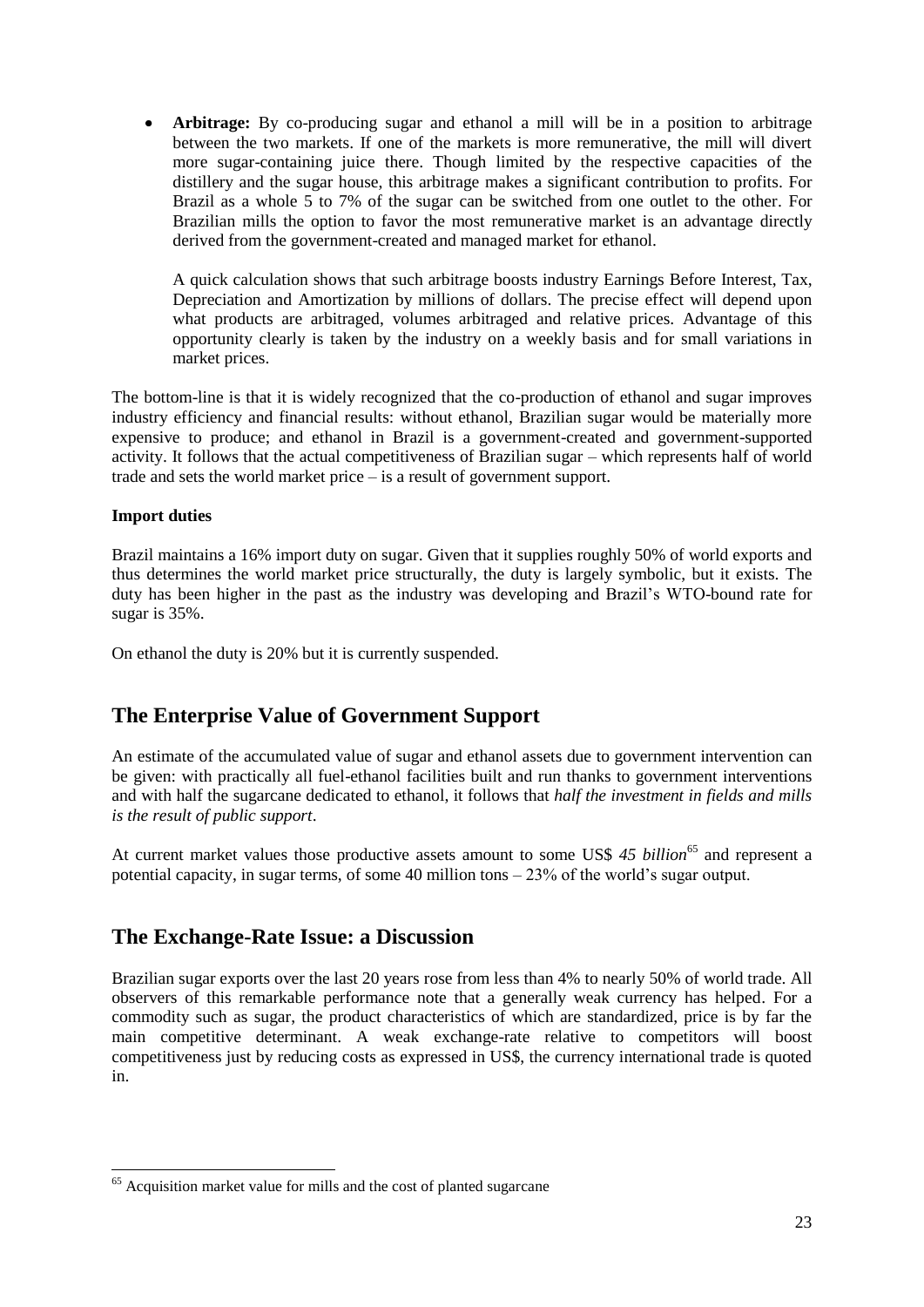- **Arbitrage:** By co-producing sugar and ethanol a mill will be in a position to arbitrage between the two markets. If one of the markets is more remunerative, the mill will divert more sugar-containing juice there. Though limited by the respective capacities of the distillery and the sugar house, this arbitrage makes a significant contribution to profits. For Brazil as a whole 5 to 7% of the sugar can be switched from one outlet to the other. For Brazilian mills the option to favor the most remunerative market is an advantage directly derived from the government-created and managed market for ethanol.

  A quick calculation shows that such arbitrage boosts industry Earnings Before Interest, Tax, Depreciation and Amortization by millions of dollars. The precise effect will depend upon what products are arbitraged, volumes arbitraged and relative prices. Advantage of this opportunity clearly is taken by the industry on a weekly basis and for small variations in market prices.

The bottom-line is that it is widely recognized that the co-production of ethanol and sugar improves industry efficiency and financial results: without ethanol, Brazilian sugar would be materially more expensive to produce; and ethanol in Brazil is a government-created and government-supported activity. It follows that the actual competitiveness of Brazilian sugar – which represents half of world trade and sets the world market price – is a result of government support.

**Import duties**

Brazil maintains a 16% import duty on sugar. Given that it supplies roughly 50% of world exports and thus determines the world market price structurally, the duty is largely symbolic, but it exists. The duty has been higher in the past as the industry was developing and Brazil's WTO-bound rate for sugar is 35%.

On ethanol the duty is 20% but it is currently suspended.

## The Enterprise Value of Government Support

An estimate of the accumulated value of sugar and ethanol assets due to government intervention can be given: with practically all fuel-ethanol facilities built and run thanks to government interventions and with half the sugarcane dedicated to ethanol, it follows that *half the investment in fields and mills is the result of public support*.

At current market values those productive assets amount to some US$ *45 billion*[65] and represent a potential capacity, in sugar terms, of some 40 million tons – 23% of the world's sugar output.

## The Exchange-Rate Issue: a Discussion

Brazilian sugar exports over the last 20 years rose from less than 4% to nearly 50% of world trade. All observers of this remarkable performance note that a generally weak currency has helped. For a commodity such as sugar, the product characteristics of which are standardized, price is by far the main competitive determinant. A weak exchange-rate relative to competitors will boost competitiveness just by reducing costs as expressed in US$, the currency international trade is quoted in.

[65] Acquisition market value for mills and the cost of planted sugarcane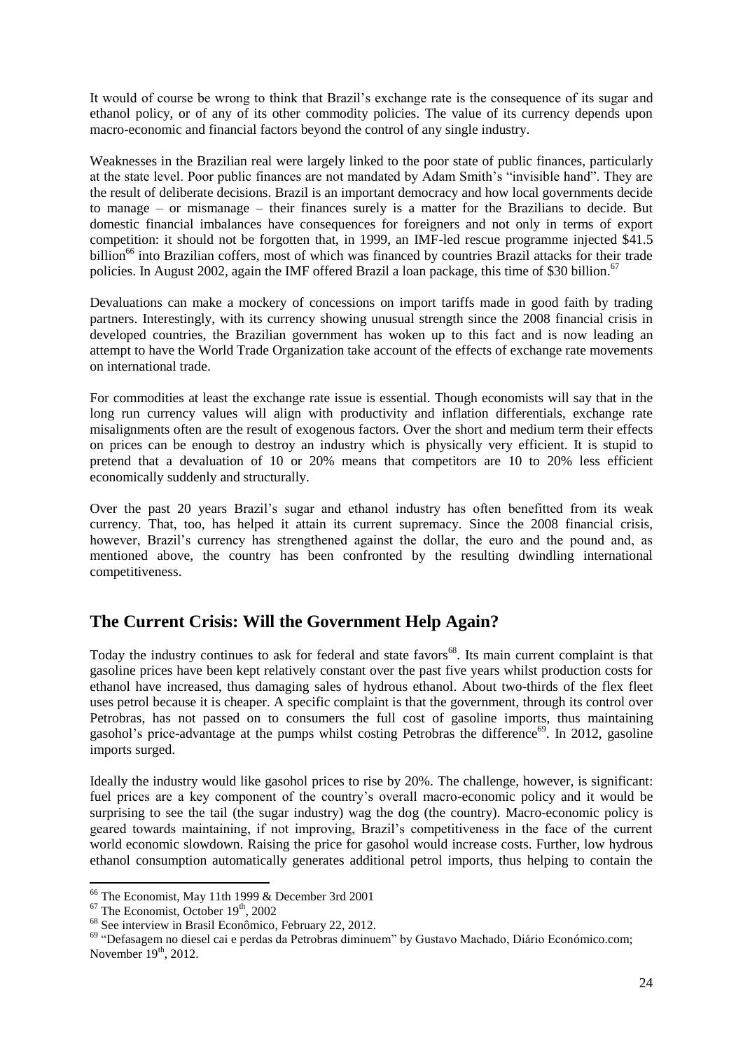It would of course be wrong to think that Brazil's exchange rate is the consequence of its sugar and ethanol policy, or of any of its other commodity policies. The value of its currency depends upon macro-economic and financial factors beyond the control of any single industry.

Weaknesses in the Brazilian real were largely linked to the poor state of public finances, particularly at the state level. Poor public finances are not mandated by Adam Smith's "invisible hand". They are the result of deliberate decisions. Brazil is an important democracy and how local governments decide to manage – or mismanage – their finances surely is a matter for the Brazilians to decide. But domestic financial imbalances have consequences for foreigners and not only in terms of export competition: it should not be forgotten that, in 1999, an IMF-led rescue programme injected $41.5 billion[66] into Brazilian coffers, most of which was financed by countries Brazil attacks for their trade policies. In August 2002, again the IMF offered Brazil a loan package, this time of $30 billion.[67]

Devaluations can make a mockery of concessions on import tariffs made in good faith by trading partners. Interestingly, with its currency showing unusual strength since the 2008 financial crisis in developed countries, the Brazilian government has woken up to this fact and is now leading an attempt to have the World Trade Organization take account of the effects of exchange rate movements on international trade.

For commodities at least the exchange rate issue is essential. Though economists will say that in the long run currency values will align with productivity and inflation differentials, exchange rate misalignments often are the result of exogenous factors. Over the short and medium term their effects on prices can be enough to destroy an industry which is physically very efficient. It is stupid to pretend that a devaluation of 10 or 20% means that competitors are 10 to 20% less efficient economically suddenly and structurally.

Over the past 20 years Brazil's sugar and ethanol industry has often benefitted from its weak currency. That, too, has helped it attain its current supremacy. Since the 2008 financial crisis, however, Brazil's currency has strengthened against the dollar, the euro and the pound and, as mentioned above, the country has been confronted by the resulting dwindling international competitiveness.

## The Current Crisis: Will the Government Help Again?

Today the industry continues to ask for federal and state favors[68]. Its main current complaint is that gasoline prices have been kept relatively constant over the past five years whilst production costs for ethanol have increased, thus damaging sales of hydrous ethanol. About two-thirds of the flex fleet uses petrol because it is cheaper. A specific complaint is that the government, through its control over Petrobras, has not passed on to consumers the full cost of gasoline imports, thus maintaining gasohol's price-advantage at the pumps whilst costing Petrobras the difference[69]. In 2012, gasoline imports surged.

Ideally the industry would like gasohol prices to rise by 20%. The challenge, however, is significant: fuel prices are a key component of the country's overall macro-economic policy and it would be surprising to see the tail (the sugar industry) wag the dog (the country). Macro-economic policy is geared towards maintaining, if not improving, Brazil's competitiveness in the face of the current world economic slowdown. Raising the price for gasohol would increase costs. Further, low hydrous ethanol consumption automatically generates additional petrol imports, thus helping to contain the

---

[66] The Economist, May 11th 1999 & December 3rd 2001

[67] The Economist, October 19th, 2002

[68] See interview in Brasil Econômico, February 22, 2012.

[69] "Defasagem no diesel cai e perdas da Petrobras diminuem" by Gustavo Machado, Diário Económico.com; November 19th, 2012.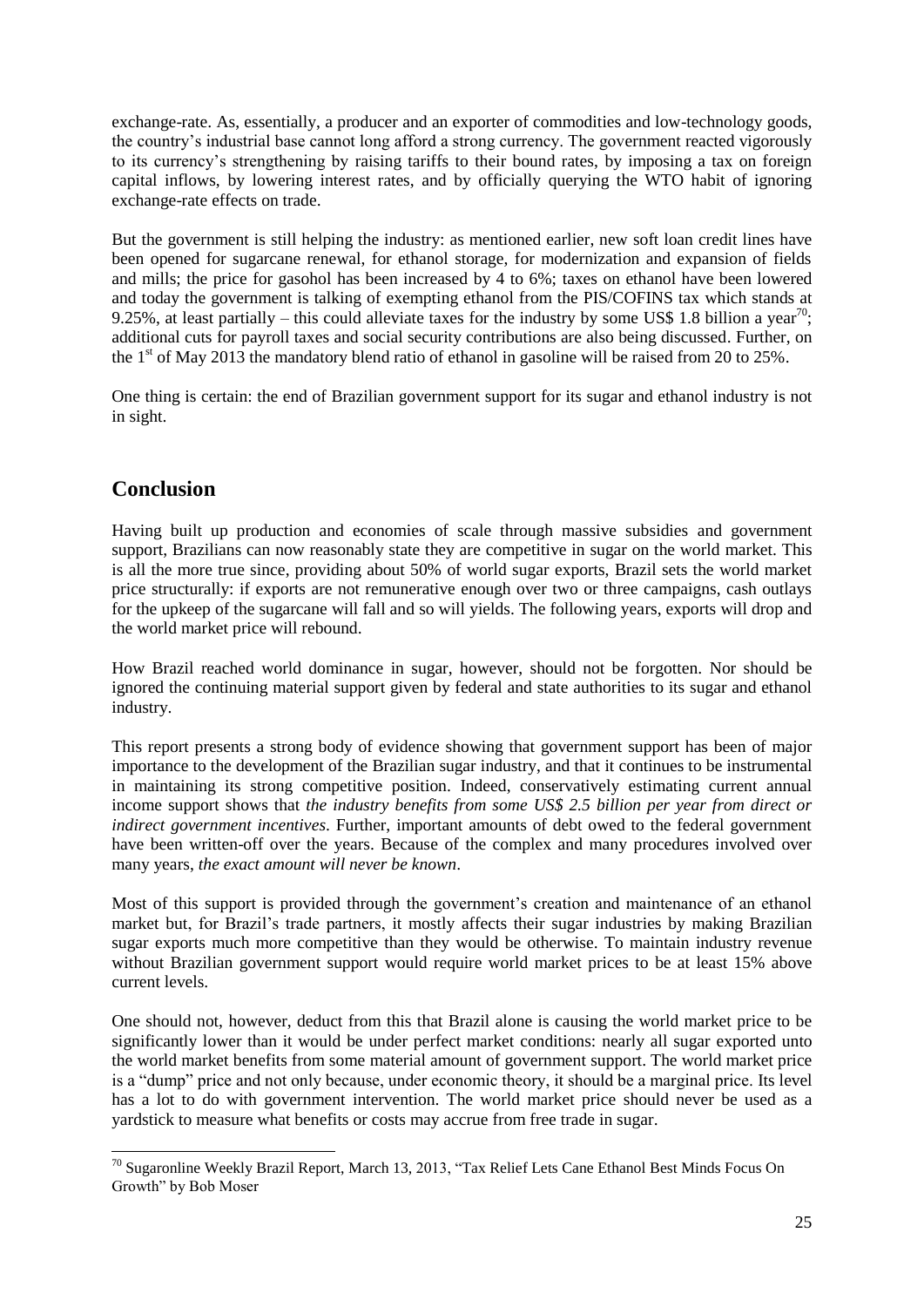exchange-rate. As, essentially, a producer and an exporter of commodities and low-technology goods, the country's industrial base cannot long afford a strong currency. The government reacted vigorously to its currency's strengthening by raising tariffs to their bound rates, by imposing a tax on foreign capital inflows, by lowering interest rates, and by officially querying the WTO habit of ignoring exchange-rate effects on trade.

But the government is still helping the industry: as mentioned earlier, new soft loan credit lines have been opened for sugarcane renewal, for ethanol storage, for modernization and expansion of fields and mills; the price for gasohol has been increased by 4 to 6%; taxes on ethanol have been lowered and today the government is talking of exempting ethanol from the PIS/COFINS tax which stands at 9.25%, at least partially – this could alleviate taxes for the industry by some US$ 1.8 billion a year[70]; additional cuts for payroll taxes and social security contributions are also being discussed. Further, on the 1st of May 2013 the mandatory blend ratio of ethanol in gasoline will be raised from 20 to 25%.

One thing is certain: the end of Brazilian government support for its sugar and ethanol industry is not in sight.

## Conclusion

Having built up production and economies of scale through massive subsidies and government support, Brazilians can now reasonably state they are competitive in sugar on the world market. This is all the more true since, providing about 50% of world sugar exports, Brazil sets the world market price structurally: if exports are not remunerative enough over two or three campaigns, cash outlays for the upkeep of the sugarcane will fall and so will yields. The following years, exports will drop and the world market price will rebound.

How Brazil reached world dominance in sugar, however, should not be forgotten. Nor should be ignored the continuing material support given by federal and state authorities to its sugar and ethanol industry.

This report presents a strong body of evidence showing that government support has been of major importance to the development of the Brazilian sugar industry, and that it continues to be instrumental in maintaining its strong competitive position. Indeed, conservatively estimating current annual income support shows that *the industry benefits from some US$ 2.5 billion per year from direct or indirect government incentives*. Further, important amounts of debt owed to the federal government have been written-off over the years. Because of the complex and many procedures involved over many years, *the exact amount will never be known*.

Most of this support is provided through the government's creation and maintenance of an ethanol market but, for Brazil's trade partners, it mostly affects their sugar industries by making Brazilian sugar exports much more competitive than they would be otherwise. To maintain industry revenue without Brazilian government support would require world market prices to be at least 15% above current levels.

One should not, however, deduct from this that Brazil alone is causing the world market price to be significantly lower than it would be under perfect market conditions: nearly all sugar exported unto the world market benefits from some material amount of government support. The world market price is a "dump" price and not only because, under economic theory, it should be a marginal price. Its level has a lot to do with government intervention. The world market price should never be used as a yardstick to measure what benefits or costs may accrue from free trade in sugar.

[70] Sugaronline Weekly Brazil Report, March 13, 2013, "Tax Relief Lets Cane Ethanol Best Minds Focus On Growth" by Bob Moser